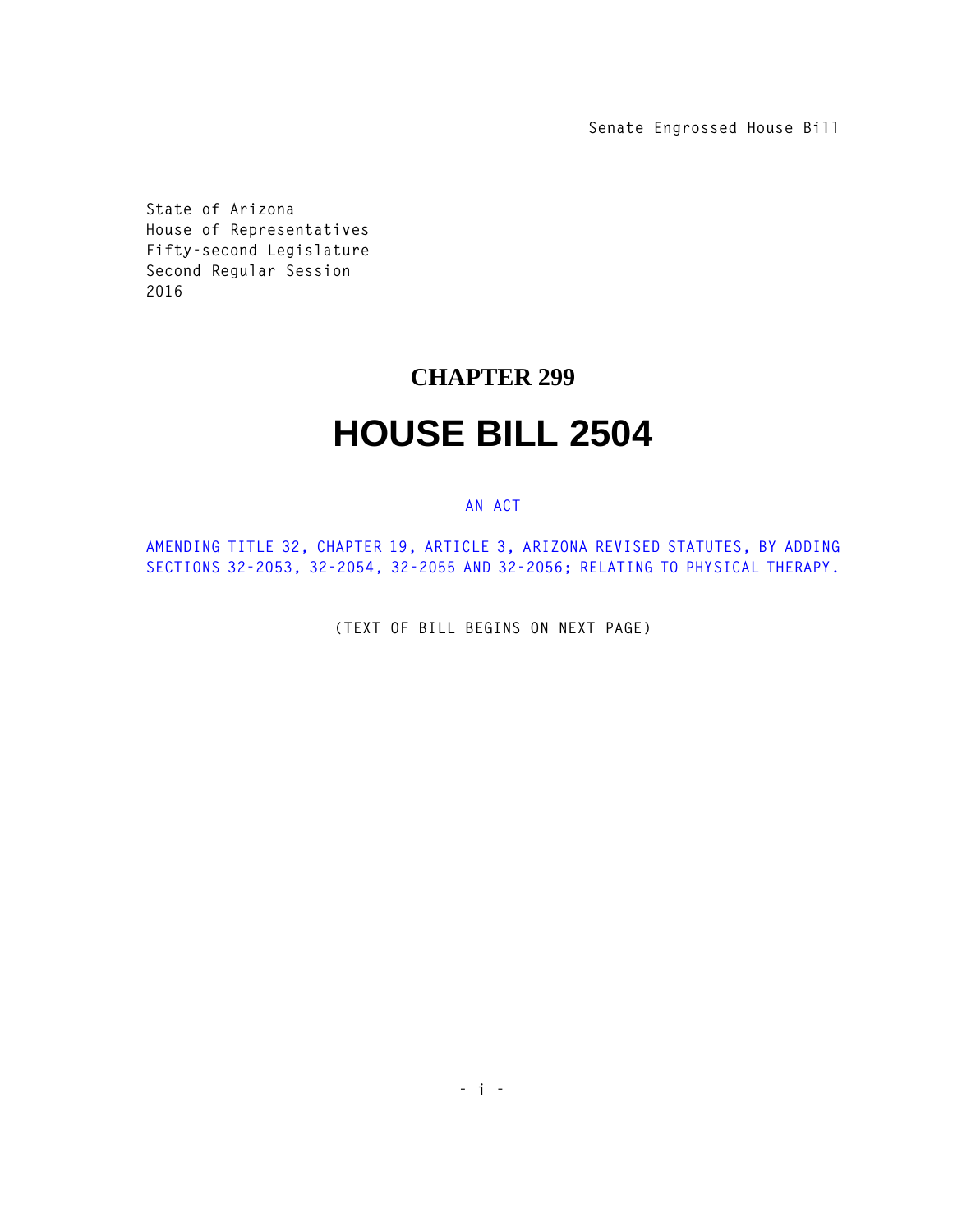Senate Engrossed House Bill

State of Arizona
House of Representatives
Fifty-second Legislature
Second Regular Session
2016

# CHAPTER 299

# HOUSE BILL 2504

AN ACT

AMENDING TITLE 32, CHAPTER 19, ARTICLE 3, ARIZONA REVISED STATUTES, BY ADDING SECTIONS 32-2053, 32-2054, 32-2055 AND 32-2056; RELATING TO PHYSICAL THERAPY.

(TEXT OF BILL BEGINS ON NEXT PAGE)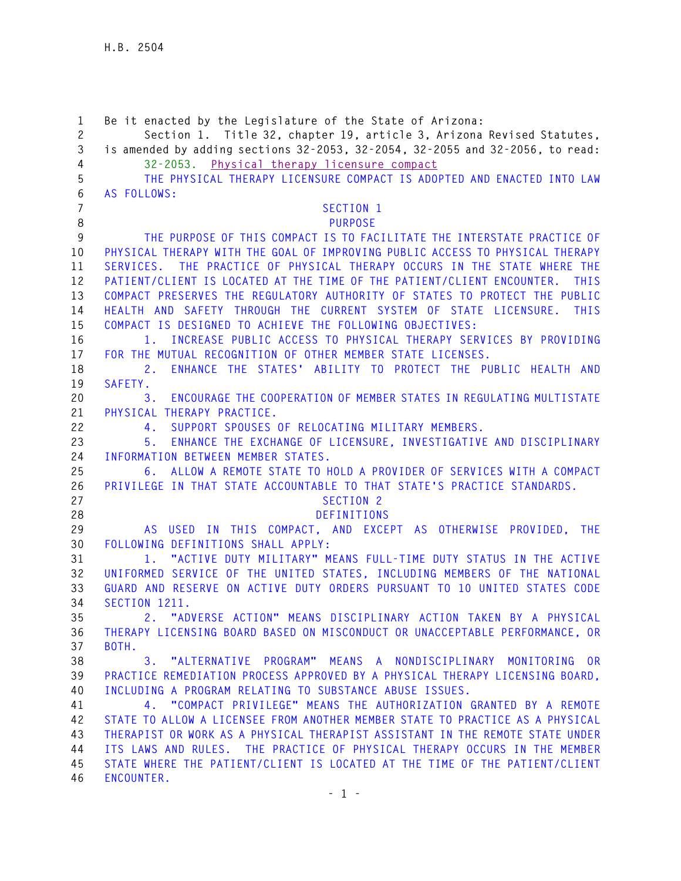Be it enacted by the Legislature of the State of Arizona:

Section 1. Title 32, chapter 19, article 3, Arizona Revised Statutes, is amended by adding sections 32-2053, 32-2054, 32-2055 and 32-2056, to read:

32-2053. Physical therapy licensure compact

THE PHYSICAL THERAPY LICENSURE COMPACT IS ADOPTED AND ENACTED INTO LAW AS FOLLOWS:

SECTION 1

PURPOSE

THE PURPOSE OF THIS COMPACT IS TO FACILITATE THE INTERSTATE PRACTICE OF PHYSICAL THERAPY WITH THE GOAL OF IMPROVING PUBLIC ACCESS TO PHYSICAL THERAPY SERVICES. THE PRACTICE OF PHYSICAL THERAPY OCCURS IN THE STATE WHERE THE PATIENT/CLIENT IS LOCATED AT THE TIME OF THE PATIENT/CLIENT ENCOUNTER. THIS COMPACT PRESERVES THE REGULATORY AUTHORITY OF STATES TO PROTECT THE PUBLIC HEALTH AND SAFETY THROUGH THE CURRENT SYSTEM OF STATE LICENSURE. THIS COMPACT IS DESIGNED TO ACHIEVE THE FOLLOWING OBJECTIVES:

1. INCREASE PUBLIC ACCESS TO PHYSICAL THERAPY SERVICES BY PROVIDING FOR THE MUTUAL RECOGNITION OF OTHER MEMBER STATE LICENSES.

2. ENHANCE THE STATES' ABILITY TO PROTECT THE PUBLIC HEALTH AND SAFETY.

3. ENCOURAGE THE COOPERATION OF MEMBER STATES IN REGULATING MULTISTATE PHYSICAL THERAPY PRACTICE.

4. SUPPORT SPOUSES OF RELOCATING MILITARY MEMBERS.

5. ENHANCE THE EXCHANGE OF LICENSURE, INVESTIGATIVE AND DISCIPLINARY INFORMATION BETWEEN MEMBER STATES.

6. ALLOW A REMOTE STATE TO HOLD A PROVIDER OF SERVICES WITH A COMPACT PRIVILEGE IN THAT STATE ACCOUNTABLE TO THAT STATE'S PRACTICE STANDARDS.

SECTION 2

DEFINITIONS

AS USED IN THIS COMPACT, AND EXCEPT AS OTHERWISE PROVIDED, THE FOLLOWING DEFINITIONS SHALL APPLY:

1. "ACTIVE DUTY MILITARY" MEANS FULL-TIME DUTY STATUS IN THE ACTIVE UNIFORMED SERVICE OF THE UNITED STATES, INCLUDING MEMBERS OF THE NATIONAL GUARD AND RESERVE ON ACTIVE DUTY ORDERS PURSUANT TO 10 UNITED STATES CODE SECTION 1211.

2. "ADVERSE ACTION" MEANS DISCIPLINARY ACTION TAKEN BY A PHYSICAL THERAPY LICENSING BOARD BASED ON MISCONDUCT OR UNACCEPTABLE PERFORMANCE, OR BOTH.

3. "ALTERNATIVE PROGRAM" MEANS A NONDISCIPLINARY MONITORING OR PRACTICE REMEDIATION PROCESS APPROVED BY A PHYSICAL THERAPY LICENSING BOARD, INCLUDING A PROGRAM RELATING TO SUBSTANCE ABUSE ISSUES.

4. "COMPACT PRIVILEGE" MEANS THE AUTHORIZATION GRANTED BY A REMOTE STATE TO ALLOW A LICENSEE FROM ANOTHER MEMBER STATE TO PRACTICE AS A PHYSICAL THERAPIST OR WORK AS A PHYSICAL THERAPIST ASSISTANT IN THE REMOTE STATE UNDER ITS LAWS AND RULES. THE PRACTICE OF PHYSICAL THERAPY OCCURS IN THE MEMBER STATE WHERE THE PATIENT/CLIENT IS LOCATED AT THE TIME OF THE PATIENT/CLIENT ENCOUNTER.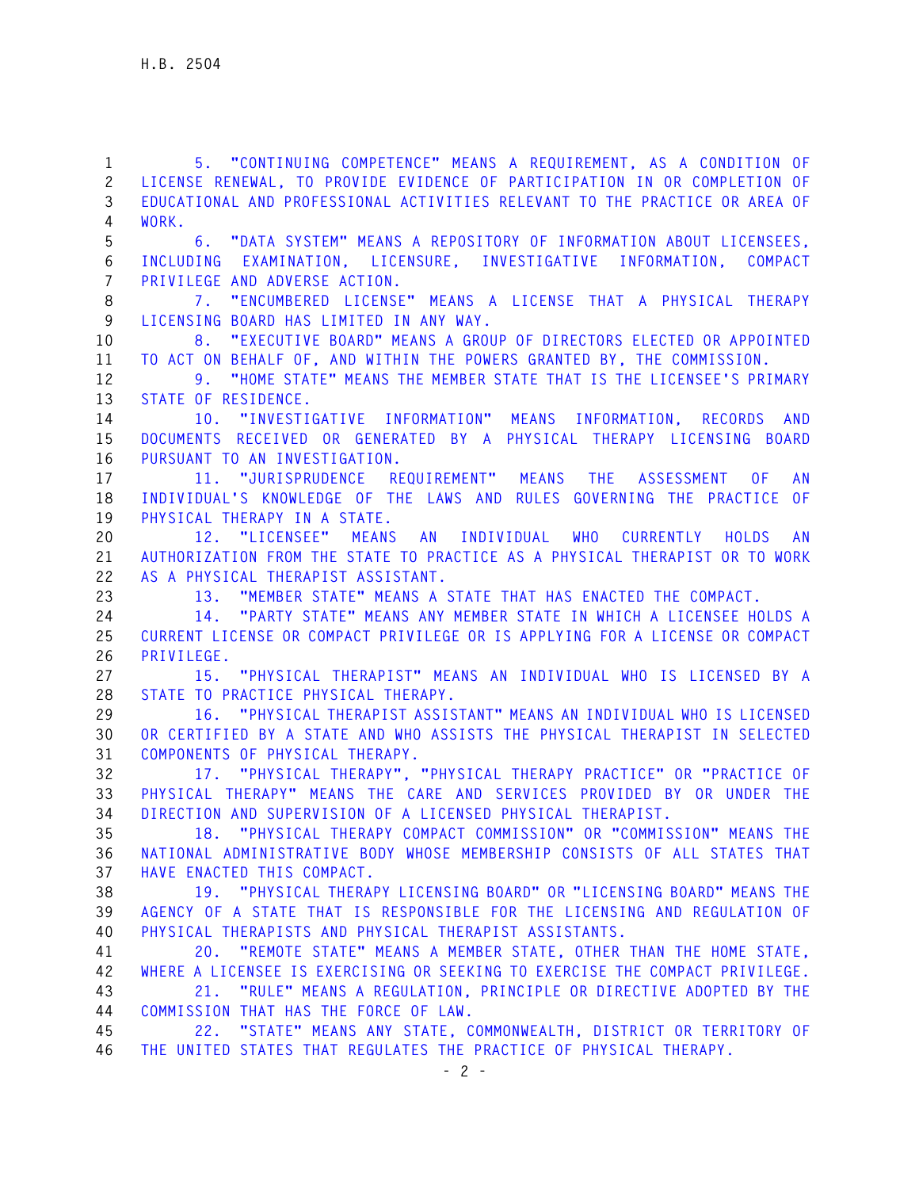5. "CONTINUING COMPETENCE" MEANS A REQUIREMENT, AS A CONDITION OF LICENSE RENEWAL, TO PROVIDE EVIDENCE OF PARTICIPATION IN OR COMPLETION OF EDUCATIONAL AND PROFESSIONAL ACTIVITIES RELEVANT TO THE PRACTICE OR AREA OF WORK.

6. "DATA SYSTEM" MEANS A REPOSITORY OF INFORMATION ABOUT LICENSEES, INCLUDING EXAMINATION, LICENSURE, INVESTIGATIVE INFORMATION, COMPACT PRIVILEGE AND ADVERSE ACTION.

7. "ENCUMBERED LICENSE" MEANS A LICENSE THAT A PHYSICAL THERAPY LICENSING BOARD HAS LIMITED IN ANY WAY.

8. "EXECUTIVE BOARD" MEANS A GROUP OF DIRECTORS ELECTED OR APPOINTED TO ACT ON BEHALF OF, AND WITHIN THE POWERS GRANTED BY, THE COMMISSION.

9. "HOME STATE" MEANS THE MEMBER STATE THAT IS THE LICENSEE'S PRIMARY STATE OF RESIDENCE.

10. "INVESTIGATIVE INFORMATION" MEANS INFORMATION, RECORDS AND DOCUMENTS RECEIVED OR GENERATED BY A PHYSICAL THERAPY LICENSING BOARD PURSUANT TO AN INVESTIGATION.

11. "JURISPRUDENCE REQUIREMENT" MEANS THE ASSESSMENT OF AN INDIVIDUAL'S KNOWLEDGE OF THE LAWS AND RULES GOVERNING THE PRACTICE OF PHYSICAL THERAPY IN A STATE.

12. "LICENSEE" MEANS AN INDIVIDUAL WHO CURRENTLY HOLDS AN AUTHORIZATION FROM THE STATE TO PRACTICE AS A PHYSICAL THERAPIST OR TO WORK AS A PHYSICAL THERAPIST ASSISTANT.

13. "MEMBER STATE" MEANS A STATE THAT HAS ENACTED THE COMPACT.

14. "PARTY STATE" MEANS ANY MEMBER STATE IN WHICH A LICENSEE HOLDS A CURRENT LICENSE OR COMPACT PRIVILEGE OR IS APPLYING FOR A LICENSE OR COMPACT PRIVILEGE.

15. "PHYSICAL THERAPIST" MEANS AN INDIVIDUAL WHO IS LICENSED BY A STATE TO PRACTICE PHYSICAL THERAPY.

16. "PHYSICAL THERAPIST ASSISTANT" MEANS AN INDIVIDUAL WHO IS LICENSED OR CERTIFIED BY A STATE AND WHO ASSISTS THE PHYSICAL THERAPIST IN SELECTED COMPONENTS OF PHYSICAL THERAPY.

17. "PHYSICAL THERAPY", "PHYSICAL THERAPY PRACTICE" OR "PRACTICE OF PHYSICAL THERAPY" MEANS THE CARE AND SERVICES PROVIDED BY OR UNDER THE DIRECTION AND SUPERVISION OF A LICENSED PHYSICAL THERAPIST.

18. "PHYSICAL THERAPY COMPACT COMMISSION" OR "COMMISSION" MEANS THE NATIONAL ADMINISTRATIVE BODY WHOSE MEMBERSHIP CONSISTS OF ALL STATES THAT HAVE ENACTED THIS COMPACT.

19. "PHYSICAL THERAPY LICENSING BOARD" OR "LICENSING BOARD" MEANS THE AGENCY OF A STATE THAT IS RESPONSIBLE FOR THE LICENSING AND REGULATION OF PHYSICAL THERAPISTS AND PHYSICAL THERAPIST ASSISTANTS.

20. "REMOTE STATE" MEANS A MEMBER STATE, OTHER THAN THE HOME STATE, WHERE A LICENSEE IS EXERCISING OR SEEKING TO EXERCISE THE COMPACT PRIVILEGE.

21. "RULE" MEANS A REGULATION, PRINCIPLE OR DIRECTIVE ADOPTED BY THE COMMISSION THAT HAS THE FORCE OF LAW.

22. "STATE" MEANS ANY STATE, COMMONWEALTH, DISTRICT OR TERRITORY OF THE UNITED STATES THAT REGULATES THE PRACTICE OF PHYSICAL THERAPY.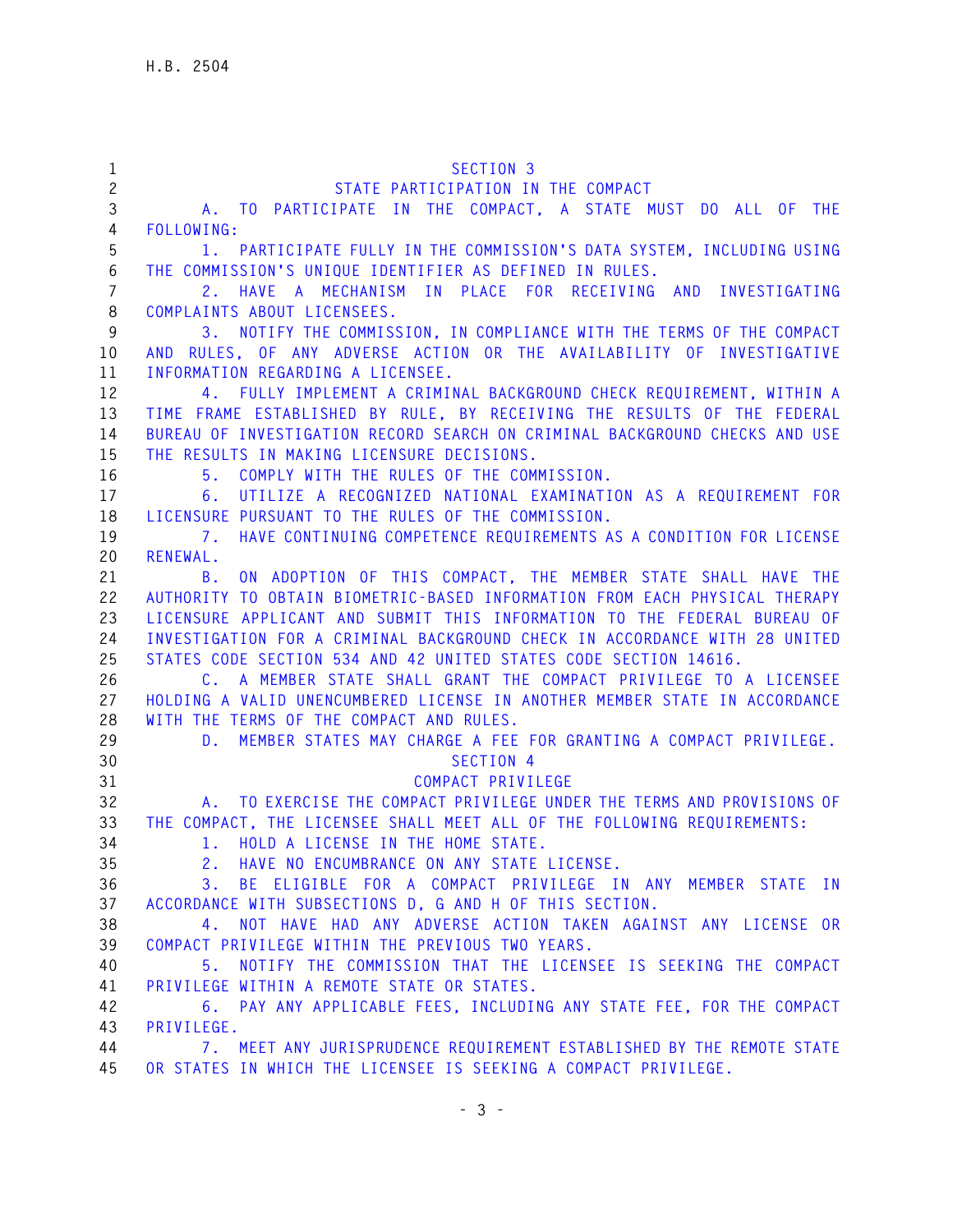SECTION 3

STATE PARTICIPATION IN THE COMPACT

A. TO PARTICIPATE IN THE COMPACT, A STATE MUST DO ALL OF THE FOLLOWING:

1. PARTICIPATE FULLY IN THE COMMISSION'S DATA SYSTEM, INCLUDING USING THE COMMISSION'S UNIQUE IDENTIFIER AS DEFINED IN RULES.

2. HAVE A MECHANISM IN PLACE FOR RECEIVING AND INVESTIGATING COMPLAINTS ABOUT LICENSEES.

3. NOTIFY THE COMMISSION, IN COMPLIANCE WITH THE TERMS OF THE COMPACT AND RULES, OF ANY ADVERSE ACTION OR THE AVAILABILITY OF INVESTIGATIVE INFORMATION REGARDING A LICENSEE.

4. FULLY IMPLEMENT A CRIMINAL BACKGROUND CHECK REQUIREMENT, WITHIN A TIME FRAME ESTABLISHED BY RULE, BY RECEIVING THE RESULTS OF THE FEDERAL BUREAU OF INVESTIGATION RECORD SEARCH ON CRIMINAL BACKGROUND CHECKS AND USE THE RESULTS IN MAKING LICENSURE DECISIONS.

5. COMPLY WITH THE RULES OF THE COMMISSION.

6. UTILIZE A RECOGNIZED NATIONAL EXAMINATION AS A REQUIREMENT FOR LICENSURE PURSUANT TO THE RULES OF THE COMMISSION.

7. HAVE CONTINUING COMPETENCE REQUIREMENTS AS A CONDITION FOR LICENSE RENEWAL.

B. ON ADOPTION OF THIS COMPACT, THE MEMBER STATE SHALL HAVE THE AUTHORITY TO OBTAIN BIOMETRIC-BASED INFORMATION FROM EACH PHYSICAL THERAPY LICENSURE APPLICANT AND SUBMIT THIS INFORMATION TO THE FEDERAL BUREAU OF INVESTIGATION FOR A CRIMINAL BACKGROUND CHECK IN ACCORDANCE WITH 28 UNITED STATES CODE SECTION 534 AND 42 UNITED STATES CODE SECTION 14616.

C. A MEMBER STATE SHALL GRANT THE COMPACT PRIVILEGE TO A LICENSEE HOLDING A VALID UNENCUMBERED LICENSE IN ANOTHER MEMBER STATE IN ACCORDANCE WITH THE TERMS OF THE COMPACT AND RULES.

D. MEMBER STATES MAY CHARGE A FEE FOR GRANTING A COMPACT PRIVILEGE.

SECTION 4

COMPACT PRIVILEGE

A. TO EXERCISE THE COMPACT PRIVILEGE UNDER THE TERMS AND PROVISIONS OF THE COMPACT, THE LICENSEE SHALL MEET ALL OF THE FOLLOWING REQUIREMENTS:

1. HOLD A LICENSE IN THE HOME STATE.

2. HAVE NO ENCUMBRANCE ON ANY STATE LICENSE.

3. BE ELIGIBLE FOR A COMPACT PRIVILEGE IN ANY MEMBER STATE IN ACCORDANCE WITH SUBSECTIONS D, G AND H OF THIS SECTION.

4. NOT HAVE HAD ANY ADVERSE ACTION TAKEN AGAINST ANY LICENSE OR COMPACT PRIVILEGE WITHIN THE PREVIOUS TWO YEARS.

5. NOTIFY THE COMMISSION THAT THE LICENSEE IS SEEKING THE COMPACT PRIVILEGE WITHIN A REMOTE STATE OR STATES.

6. PAY ANY APPLICABLE FEES, INCLUDING ANY STATE FEE, FOR THE COMPACT PRIVILEGE.

7. MEET ANY JURISPRUDENCE REQUIREMENT ESTABLISHED BY THE REMOTE STATE OR STATES IN WHICH THE LICENSEE IS SEEKING A COMPACT PRIVILEGE.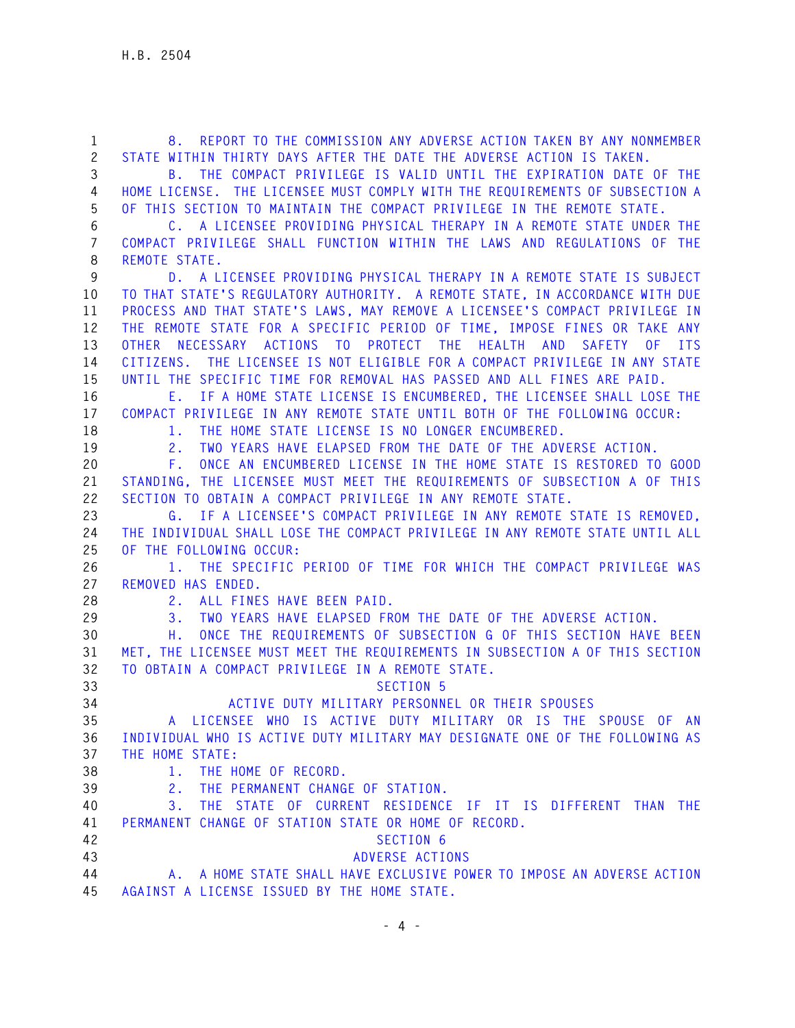8. REPORT TO THE COMMISSION ANY ADVERSE ACTION TAKEN BY ANY NONMEMBER STATE WITHIN THIRTY DAYS AFTER THE DATE THE ADVERSE ACTION IS TAKEN.

B. THE COMPACT PRIVILEGE IS VALID UNTIL THE EXPIRATION DATE OF THE HOME LICENSE. THE LICENSEE MUST COMPLY WITH THE REQUIREMENTS OF SUBSECTION A OF THIS SECTION TO MAINTAIN THE COMPACT PRIVILEGE IN THE REMOTE STATE.

C. A LICENSEE PROVIDING PHYSICAL THERAPY IN A REMOTE STATE UNDER THE COMPACT PRIVILEGE SHALL FUNCTION WITHIN THE LAWS AND REGULATIONS OF THE REMOTE STATE.

D. A LICENSEE PROVIDING PHYSICAL THERAPY IN A REMOTE STATE IS SUBJECT TO THAT STATE'S REGULATORY AUTHORITY. A REMOTE STATE, IN ACCORDANCE WITH DUE PROCESS AND THAT STATE'S LAWS, MAY REMOVE A LICENSEE'S COMPACT PRIVILEGE IN THE REMOTE STATE FOR A SPECIFIC PERIOD OF TIME, IMPOSE FINES OR TAKE ANY OTHER NECESSARY ACTIONS TO PROTECT THE HEALTH AND SAFETY OF ITS CITIZENS. THE LICENSEE IS NOT ELIGIBLE FOR A COMPACT PRIVILEGE IN ANY STATE UNTIL THE SPECIFIC TIME FOR REMOVAL HAS PASSED AND ALL FINES ARE PAID.

E. IF A HOME STATE LICENSE IS ENCUMBERED, THE LICENSEE SHALL LOSE THE COMPACT PRIVILEGE IN ANY REMOTE STATE UNTIL BOTH OF THE FOLLOWING OCCUR:

1. THE HOME STATE LICENSE IS NO LONGER ENCUMBERED.

2. TWO YEARS HAVE ELAPSED FROM THE DATE OF THE ADVERSE ACTION.

F. ONCE AN ENCUMBERED LICENSE IN THE HOME STATE IS RESTORED TO GOOD STANDING, THE LICENSEE MUST MEET THE REQUIREMENTS OF SUBSECTION A OF THIS SECTION TO OBTAIN A COMPACT PRIVILEGE IN ANY REMOTE STATE.

G. IF A LICENSEE'S COMPACT PRIVILEGE IN ANY REMOTE STATE IS REMOVED, THE INDIVIDUAL SHALL LOSE THE COMPACT PRIVILEGE IN ANY REMOTE STATE UNTIL ALL OF THE FOLLOWING OCCUR:

1. THE SPECIFIC PERIOD OF TIME FOR WHICH THE COMPACT PRIVILEGE WAS REMOVED HAS ENDED.

2. ALL FINES HAVE BEEN PAID.

3. TWO YEARS HAVE ELAPSED FROM THE DATE OF THE ADVERSE ACTION.

H. ONCE THE REQUIREMENTS OF SUBSECTION G OF THIS SECTION HAVE BEEN MET, THE LICENSEE MUST MEET THE REQUIREMENTS IN SUBSECTION A OF THIS SECTION TO OBTAIN A COMPACT PRIVILEGE IN A REMOTE STATE.

SECTION 5

ACTIVE DUTY MILITARY PERSONNEL OR THEIR SPOUSES

A LICENSEE WHO IS ACTIVE DUTY MILITARY OR IS THE SPOUSE OF AN INDIVIDUAL WHO IS ACTIVE DUTY MILITARY MAY DESIGNATE ONE OF THE FOLLOWING AS THE HOME STATE:

1. THE HOME OF RECORD.

2. THE PERMANENT CHANGE OF STATION.

3. THE STATE OF CURRENT RESIDENCE IF IT IS DIFFERENT THAN THE PERMANENT CHANGE OF STATION STATE OR HOME OF RECORD.

SECTION 6

ADVERSE ACTIONS

A. A HOME STATE SHALL HAVE EXCLUSIVE POWER TO IMPOSE AN ADVERSE ACTION AGAINST A LICENSE ISSUED BY THE HOME STATE.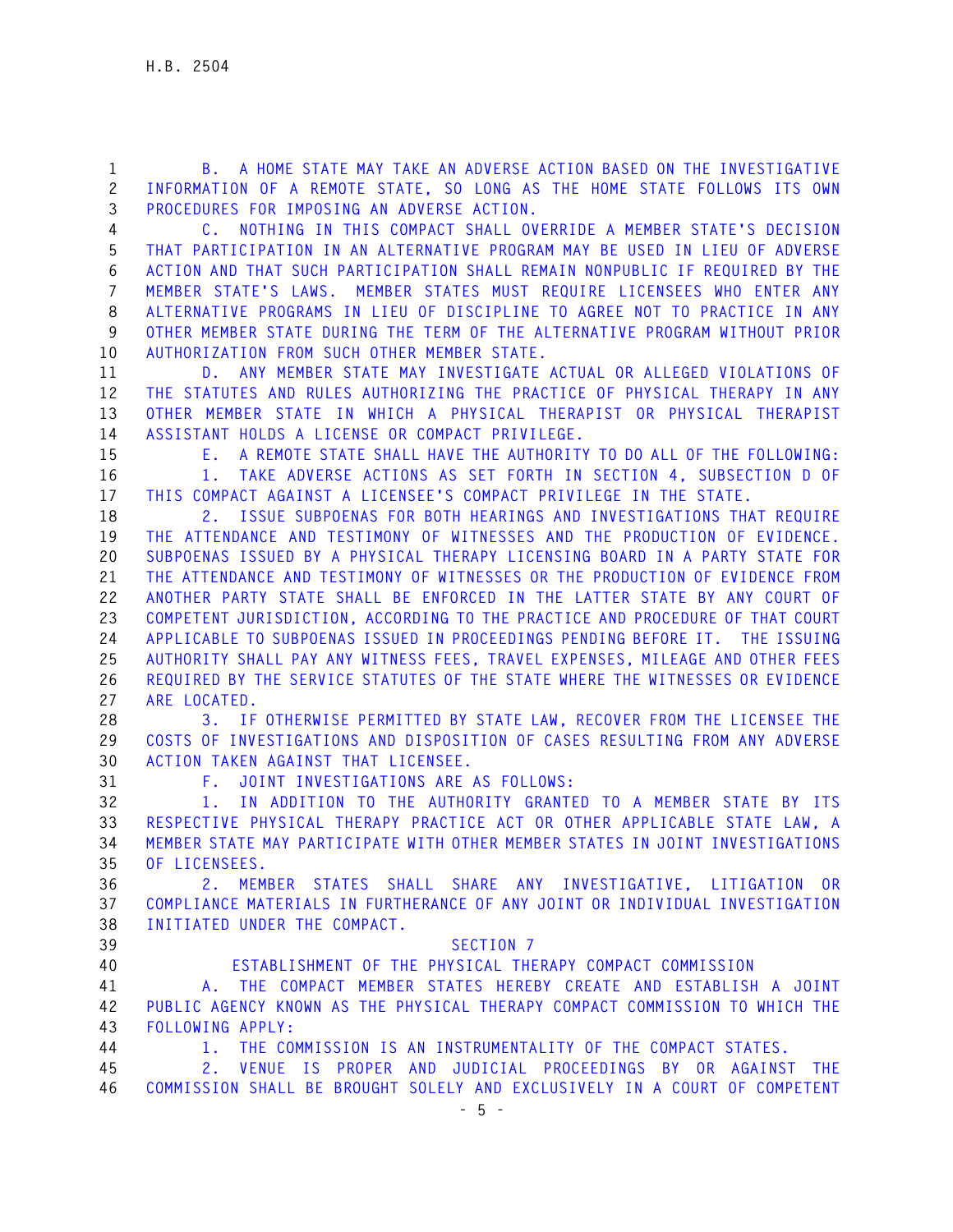B. A HOME STATE MAY TAKE AN ADVERSE ACTION BASED ON THE INVESTIGATIVE INFORMATION OF A REMOTE STATE, SO LONG AS THE HOME STATE FOLLOWS ITS OWN PROCEDURES FOR IMPOSING AN ADVERSE ACTION.

C. NOTHING IN THIS COMPACT SHALL OVERRIDE A MEMBER STATE'S DECISION THAT PARTICIPATION IN AN ALTERNATIVE PROGRAM MAY BE USED IN LIEU OF ADVERSE ACTION AND THAT SUCH PARTICIPATION SHALL REMAIN NONPUBLIC IF REQUIRED BY THE MEMBER STATE'S LAWS. MEMBER STATES MUST REQUIRE LICENSEES WHO ENTER ANY ALTERNATIVE PROGRAMS IN LIEU OF DISCIPLINE TO AGREE NOT TO PRACTICE IN ANY OTHER MEMBER STATE DURING THE TERM OF THE ALTERNATIVE PROGRAM WITHOUT PRIOR AUTHORIZATION FROM SUCH OTHER MEMBER STATE.

D. ANY MEMBER STATE MAY INVESTIGATE ACTUAL OR ALLEGED VIOLATIONS OF THE STATUTES AND RULES AUTHORIZING THE PRACTICE OF PHYSICAL THERAPY IN ANY OTHER MEMBER STATE IN WHICH A PHYSICAL THERAPIST OR PHYSICAL THERAPIST ASSISTANT HOLDS A LICENSE OR COMPACT PRIVILEGE.

E. A REMOTE STATE SHALL HAVE THE AUTHORITY TO DO ALL OF THE FOLLOWING:

1. TAKE ADVERSE ACTIONS AS SET FORTH IN SECTION 4, SUBSECTION D OF THIS COMPACT AGAINST A LICENSEE'S COMPACT PRIVILEGE IN THE STATE.

2. ISSUE SUBPOENAS FOR BOTH HEARINGS AND INVESTIGATIONS THAT REQUIRE THE ATTENDANCE AND TESTIMONY OF WITNESSES AND THE PRODUCTION OF EVIDENCE. SUBPOENAS ISSUED BY A PHYSICAL THERAPY LICENSING BOARD IN A PARTY STATE FOR THE ATTENDANCE AND TESTIMONY OF WITNESSES OR THE PRODUCTION OF EVIDENCE FROM ANOTHER PARTY STATE SHALL BE ENFORCED IN THE LATTER STATE BY ANY COURT OF COMPETENT JURISDICTION, ACCORDING TO THE PRACTICE AND PROCEDURE OF THAT COURT APPLICABLE TO SUBPOENAS ISSUED IN PROCEEDINGS PENDING BEFORE IT. THE ISSUING AUTHORITY SHALL PAY ANY WITNESS FEES, TRAVEL EXPENSES, MILEAGE AND OTHER FEES REQUIRED BY THE SERVICE STATUTES OF THE STATE WHERE THE WITNESSES OR EVIDENCE ARE LOCATED.

3. IF OTHERWISE PERMITTED BY STATE LAW, RECOVER FROM THE LICENSEE THE COSTS OF INVESTIGATIONS AND DISPOSITION OF CASES RESULTING FROM ANY ADVERSE ACTION TAKEN AGAINST THAT LICENSEE.

F. JOINT INVESTIGATIONS ARE AS FOLLOWS:

1. IN ADDITION TO THE AUTHORITY GRANTED TO A MEMBER STATE BY ITS RESPECTIVE PHYSICAL THERAPY PRACTICE ACT OR OTHER APPLICABLE STATE LAW, A MEMBER STATE MAY PARTICIPATE WITH OTHER MEMBER STATES IN JOINT INVESTIGATIONS OF LICENSEES.

2. MEMBER STATES SHALL SHARE ANY INVESTIGATIVE, LITIGATION OR COMPLIANCE MATERIALS IN FURTHERANCE OF ANY JOINT OR INDIVIDUAL INVESTIGATION INITIATED UNDER THE COMPACT.

## SECTION 7

## ESTABLISHMENT OF THE PHYSICAL THERAPY COMPACT COMMISSION

A. THE COMPACT MEMBER STATES HEREBY CREATE AND ESTABLISH A JOINT PUBLIC AGENCY KNOWN AS THE PHYSICAL THERAPY COMPACT COMMISSION TO WHICH THE FOLLOWING APPLY:

1. THE COMMISSION IS AN INSTRUMENTALITY OF THE COMPACT STATES.

2. VENUE IS PROPER AND JUDICIAL PROCEEDINGS BY OR AGAINST THE COMMISSION SHALL BE BROUGHT SOLELY AND EXCLUSIVELY IN A COURT OF COMPETENT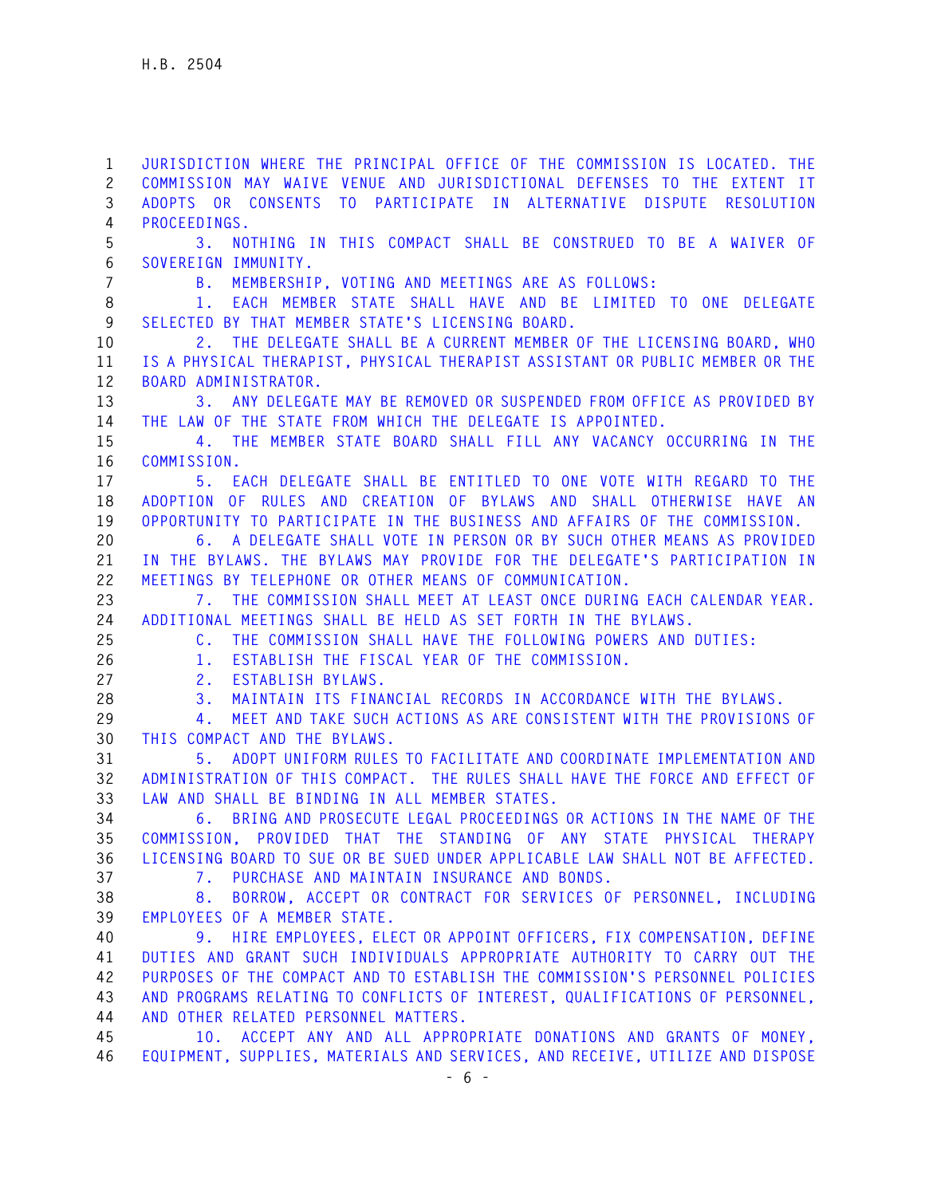JURISDICTION WHERE THE PRINCIPAL OFFICE OF THE COMMISSION IS LOCATED. THE COMMISSION MAY WAIVE VENUE AND JURISDICTIONAL DEFENSES TO THE EXTENT IT ADOPTS OR CONSENTS TO PARTICIPATE IN ALTERNATIVE DISPUTE RESOLUTION PROCEEDINGS.

3. NOTHING IN THIS COMPACT SHALL BE CONSTRUED TO BE A WAIVER OF SOVEREIGN IMMUNITY.

B. MEMBERSHIP, VOTING AND MEETINGS ARE AS FOLLOWS:

1. EACH MEMBER STATE SHALL HAVE AND BE LIMITED TO ONE DELEGATE SELECTED BY THAT MEMBER STATE'S LICENSING BOARD.

2. THE DELEGATE SHALL BE A CURRENT MEMBER OF THE LICENSING BOARD, WHO IS A PHYSICAL THERAPIST, PHYSICAL THERAPIST ASSISTANT OR PUBLIC MEMBER OR THE BOARD ADMINISTRATOR.

3. ANY DELEGATE MAY BE REMOVED OR SUSPENDED FROM OFFICE AS PROVIDED BY THE LAW OF THE STATE FROM WHICH THE DELEGATE IS APPOINTED.

4. THE MEMBER STATE BOARD SHALL FILL ANY VACANCY OCCURRING IN THE COMMISSION.

5. EACH DELEGATE SHALL BE ENTITLED TO ONE VOTE WITH REGARD TO THE ADOPTION OF RULES AND CREATION OF BYLAWS AND SHALL OTHERWISE HAVE AN OPPORTUNITY TO PARTICIPATE IN THE BUSINESS AND AFFAIRS OF THE COMMISSION.

6. A DELEGATE SHALL VOTE IN PERSON OR BY SUCH OTHER MEANS AS PROVIDED IN THE BYLAWS. THE BYLAWS MAY PROVIDE FOR THE DELEGATE'S PARTICIPATION IN MEETINGS BY TELEPHONE OR OTHER MEANS OF COMMUNICATION.

7. THE COMMISSION SHALL MEET AT LEAST ONCE DURING EACH CALENDAR YEAR. ADDITIONAL MEETINGS SHALL BE HELD AS SET FORTH IN THE BYLAWS.

C. THE COMMISSION SHALL HAVE THE FOLLOWING POWERS AND DUTIES:

1. ESTABLISH THE FISCAL YEAR OF THE COMMISSION.

2. ESTABLISH BYLAWS.

3. MAINTAIN ITS FINANCIAL RECORDS IN ACCORDANCE WITH THE BYLAWS.

4. MEET AND TAKE SUCH ACTIONS AS ARE CONSISTENT WITH THE PROVISIONS OF THIS COMPACT AND THE BYLAWS.

5. ADOPT UNIFORM RULES TO FACILITATE AND COORDINATE IMPLEMENTATION AND ADMINISTRATION OF THIS COMPACT. THE RULES SHALL HAVE THE FORCE AND EFFECT OF LAW AND SHALL BE BINDING IN ALL MEMBER STATES.

6. BRING AND PROSECUTE LEGAL PROCEEDINGS OR ACTIONS IN THE NAME OF THE COMMISSION, PROVIDED THAT THE STANDING OF ANY STATE PHYSICAL THERAPY LICENSING BOARD TO SUE OR BE SUED UNDER APPLICABLE LAW SHALL NOT BE AFFECTED.

7. PURCHASE AND MAINTAIN INSURANCE AND BONDS.

8. BORROW, ACCEPT OR CONTRACT FOR SERVICES OF PERSONNEL, INCLUDING EMPLOYEES OF A MEMBER STATE.

9. HIRE EMPLOYEES, ELECT OR APPOINT OFFICERS, FIX COMPENSATION, DEFINE DUTIES AND GRANT SUCH INDIVIDUALS APPROPRIATE AUTHORITY TO CARRY OUT THE PURPOSES OF THE COMPACT AND TO ESTABLISH THE COMMISSION'S PERSONNEL POLICIES AND PROGRAMS RELATING TO CONFLICTS OF INTEREST, QUALIFICATIONS OF PERSONNEL, AND OTHER RELATED PERSONNEL MATTERS.

10. ACCEPT ANY AND ALL APPROPRIATE DONATIONS AND GRANTS OF MONEY, EQUIPMENT, SUPPLIES, MATERIALS AND SERVICES, AND RECEIVE, UTILIZE AND DISPOSE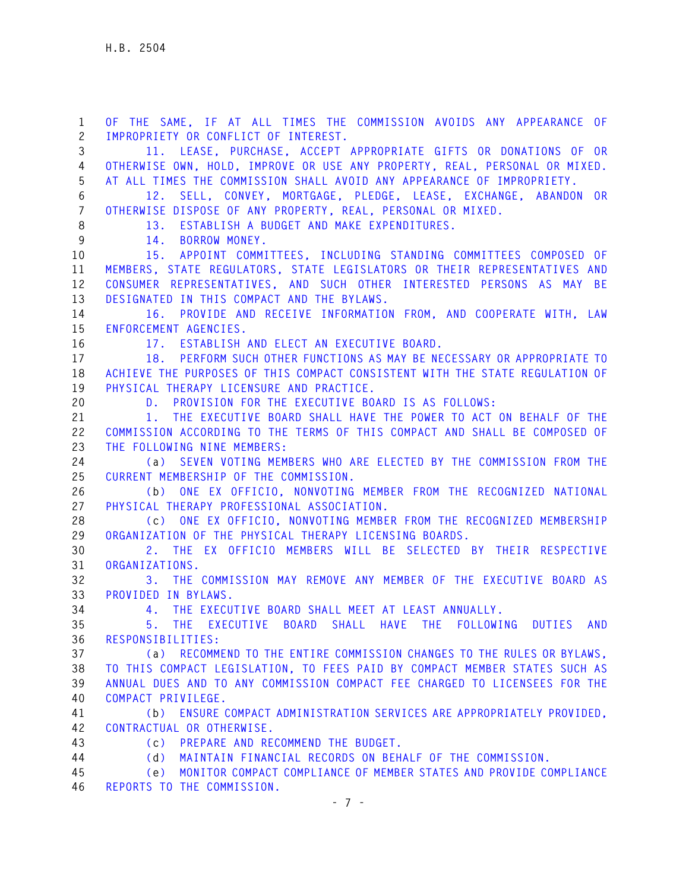OF THE SAME, IF AT ALL TIMES THE COMMISSION AVOIDS ANY APPEARANCE OF IMPROPRIETY OR CONFLICT OF INTEREST.

11. LEASE, PURCHASE, ACCEPT APPROPRIATE GIFTS OR DONATIONS OF OR OTHERWISE OWN, HOLD, IMPROVE OR USE ANY PROPERTY, REAL, PERSONAL OR MIXED. AT ALL TIMES THE COMMISSION SHALL AVOID ANY APPEARANCE OF IMPROPRIETY.

12. SELL, CONVEY, MORTGAGE, PLEDGE, LEASE, EXCHANGE, ABANDON OR OTHERWISE DISPOSE OF ANY PROPERTY, REAL, PERSONAL OR MIXED.

13. ESTABLISH A BUDGET AND MAKE EXPENDITURES.

14. BORROW MONEY.

15. APPOINT COMMITTEES, INCLUDING STANDING COMMITTEES COMPOSED OF MEMBERS, STATE REGULATORS, STATE LEGISLATORS OR THEIR REPRESENTATIVES AND CONSUMER REPRESENTATIVES, AND SUCH OTHER INTERESTED PERSONS AS MAY BE DESIGNATED IN THIS COMPACT AND THE BYLAWS.

16. PROVIDE AND RECEIVE INFORMATION FROM, AND COOPERATE WITH, LAW ENFORCEMENT AGENCIES.

17. ESTABLISH AND ELECT AN EXECUTIVE BOARD.

18. PERFORM SUCH OTHER FUNCTIONS AS MAY BE NECESSARY OR APPROPRIATE TO ACHIEVE THE PURPOSES OF THIS COMPACT CONSISTENT WITH THE STATE REGULATION OF PHYSICAL THERAPY LICENSURE AND PRACTICE.

D. PROVISION FOR THE EXECUTIVE BOARD IS AS FOLLOWS:

1. THE EXECUTIVE BOARD SHALL HAVE THE POWER TO ACT ON BEHALF OF THE COMMISSION ACCORDING TO THE TERMS OF THIS COMPACT AND SHALL BE COMPOSED OF THE FOLLOWING NINE MEMBERS:

(a) SEVEN VOTING MEMBERS WHO ARE ELECTED BY THE COMMISSION FROM THE CURRENT MEMBERSHIP OF THE COMMISSION.

(b) ONE EX OFFICIO, NONVOTING MEMBER FROM THE RECOGNIZED NATIONAL PHYSICAL THERAPY PROFESSIONAL ASSOCIATION.

(c) ONE EX OFFICIO, NONVOTING MEMBER FROM THE RECOGNIZED MEMBERSHIP ORGANIZATION OF THE PHYSICAL THERAPY LICENSING BOARDS.

2. THE EX OFFICIO MEMBERS WILL BE SELECTED BY THEIR RESPECTIVE ORGANIZATIONS.

3. THE COMMISSION MAY REMOVE ANY MEMBER OF THE EXECUTIVE BOARD AS PROVIDED IN BYLAWS.

4. THE EXECUTIVE BOARD SHALL MEET AT LEAST ANNUALLY.

5. THE EXECUTIVE BOARD SHALL HAVE THE FOLLOWING DUTIES AND RESPONSIBILITIES:

(a) RECOMMEND TO THE ENTIRE COMMISSION CHANGES TO THE RULES OR BYLAWS, TO THIS COMPACT LEGISLATION, TO FEES PAID BY COMPACT MEMBER STATES SUCH AS ANNUAL DUES AND TO ANY COMMISSION COMPACT FEE CHARGED TO LICENSEES FOR THE COMPACT PRIVILEGE.

(b) ENSURE COMPACT ADMINISTRATION SERVICES ARE APPROPRIATELY PROVIDED, CONTRACTUAL OR OTHERWISE.

(c) PREPARE AND RECOMMEND THE BUDGET.

(d) MAINTAIN FINANCIAL RECORDS ON BEHALF OF THE COMMISSION.

(e) MONITOR COMPACT COMPLIANCE OF MEMBER STATES AND PROVIDE COMPLIANCE REPORTS TO THE COMMISSION.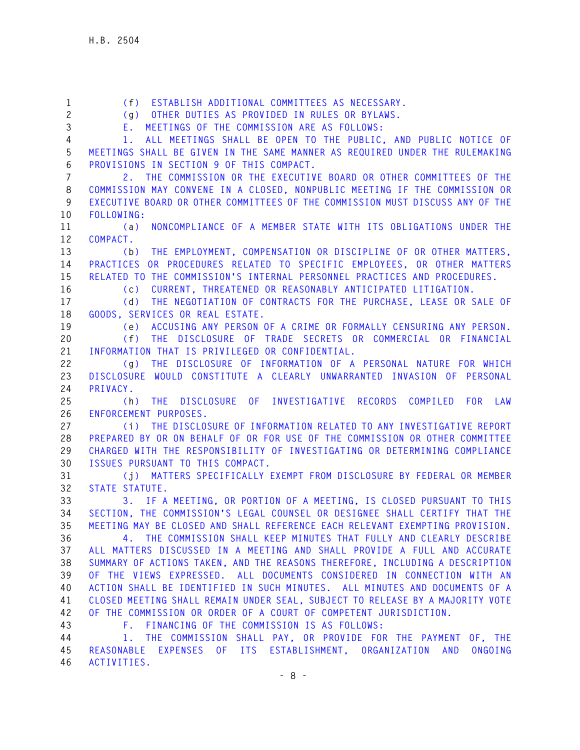(f) ESTABLISH ADDITIONAL COMMITTEES AS NECESSARY.

(g) OTHER DUTIES AS PROVIDED IN RULES OR BYLAWS.

E. MEETINGS OF THE COMMISSION ARE AS FOLLOWS:

1. ALL MEETINGS SHALL BE OPEN TO THE PUBLIC, AND PUBLIC NOTICE OF MEETINGS SHALL BE GIVEN IN THE SAME MANNER AS REQUIRED UNDER THE RULEMAKING PROVISIONS IN SECTION 9 OF THIS COMPACT.

2. THE COMMISSION OR THE EXECUTIVE BOARD OR OTHER COMMITTEES OF THE COMMISSION MAY CONVENE IN A CLOSED, NONPUBLIC MEETING IF THE COMMISSION OR EXECUTIVE BOARD OR OTHER COMMITTEES OF THE COMMISSION MUST DISCUSS ANY OF THE FOLLOWING:

(a) NONCOMPLIANCE OF A MEMBER STATE WITH ITS OBLIGATIONS UNDER THE COMPACT.

(b) THE EMPLOYMENT, COMPENSATION OR DISCIPLINE OF OR OTHER MATTERS, PRACTICES OR PROCEDURES RELATED TO SPECIFIC EMPLOYEES, OR OTHER MATTERS RELATED TO THE COMMISSION'S INTERNAL PERSONNEL PRACTICES AND PROCEDURES.

(c) CURRENT, THREATENED OR REASONABLY ANTICIPATED LITIGATION.

(d) THE NEGOTIATION OF CONTRACTS FOR THE PURCHASE, LEASE OR SALE OF GOODS, SERVICES OR REAL ESTATE.

(e) ACCUSING ANY PERSON OF A CRIME OR FORMALLY CENSURING ANY PERSON.

(f) THE DISCLOSURE OF TRADE SECRETS OR COMMERCIAL OR FINANCIAL INFORMATION THAT IS PRIVILEGED OR CONFIDENTIAL.

(g) THE DISCLOSURE OF INFORMATION OF A PERSONAL NATURE FOR WHICH DISCLOSURE WOULD CONSTITUTE A CLEARLY UNWARRANTED INVASION OF PERSONAL PRIVACY.

(h) THE DISCLOSURE OF INVESTIGATIVE RECORDS COMPILED FOR LAW ENFORCEMENT PURPOSES.

(i) THE DISCLOSURE OF INFORMATION RELATED TO ANY INVESTIGATIVE REPORT PREPARED BY OR ON BEHALF OF OR FOR USE OF THE COMMISSION OR OTHER COMMITTEE CHARGED WITH THE RESPONSIBILITY OF INVESTIGATING OR DETERMINING COMPLIANCE ISSUES PURSUANT TO THIS COMPACT.

(j) MATTERS SPECIFICALLY EXEMPT FROM DISCLOSURE BY FEDERAL OR MEMBER STATE STATUTE.

3. IF A MEETING, OR PORTION OF A MEETING, IS CLOSED PURSUANT TO THIS SECTION, THE COMMISSION'S LEGAL COUNSEL OR DESIGNEE SHALL CERTIFY THAT THE MEETING MAY BE CLOSED AND SHALL REFERENCE EACH RELEVANT EXEMPTING PROVISION.

4. THE COMMISSION SHALL KEEP MINUTES THAT FULLY AND CLEARLY DESCRIBE ALL MATTERS DISCUSSED IN A MEETING AND SHALL PROVIDE A FULL AND ACCURATE SUMMARY OF ACTIONS TAKEN, AND THE REASONS THEREFORE, INCLUDING A DESCRIPTION OF THE VIEWS EXPRESSED. ALL DOCUMENTS CONSIDERED IN CONNECTION WITH AN ACTION SHALL BE IDENTIFIED IN SUCH MINUTES. ALL MINUTES AND DOCUMENTS OF A CLOSED MEETING SHALL REMAIN UNDER SEAL, SUBJECT TO RELEASE BY A MAJORITY VOTE OF THE COMMISSION OR ORDER OF A COURT OF COMPETENT JURISDICTION.

F. FINANCING OF THE COMMISSION IS AS FOLLOWS:

1. THE COMMISSION SHALL PAY, OR PROVIDE FOR THE PAYMENT OF, THE REASONABLE EXPENSES OF ITS ESTABLISHMENT, ORGANIZATION AND ONGOING ACTIVITIES.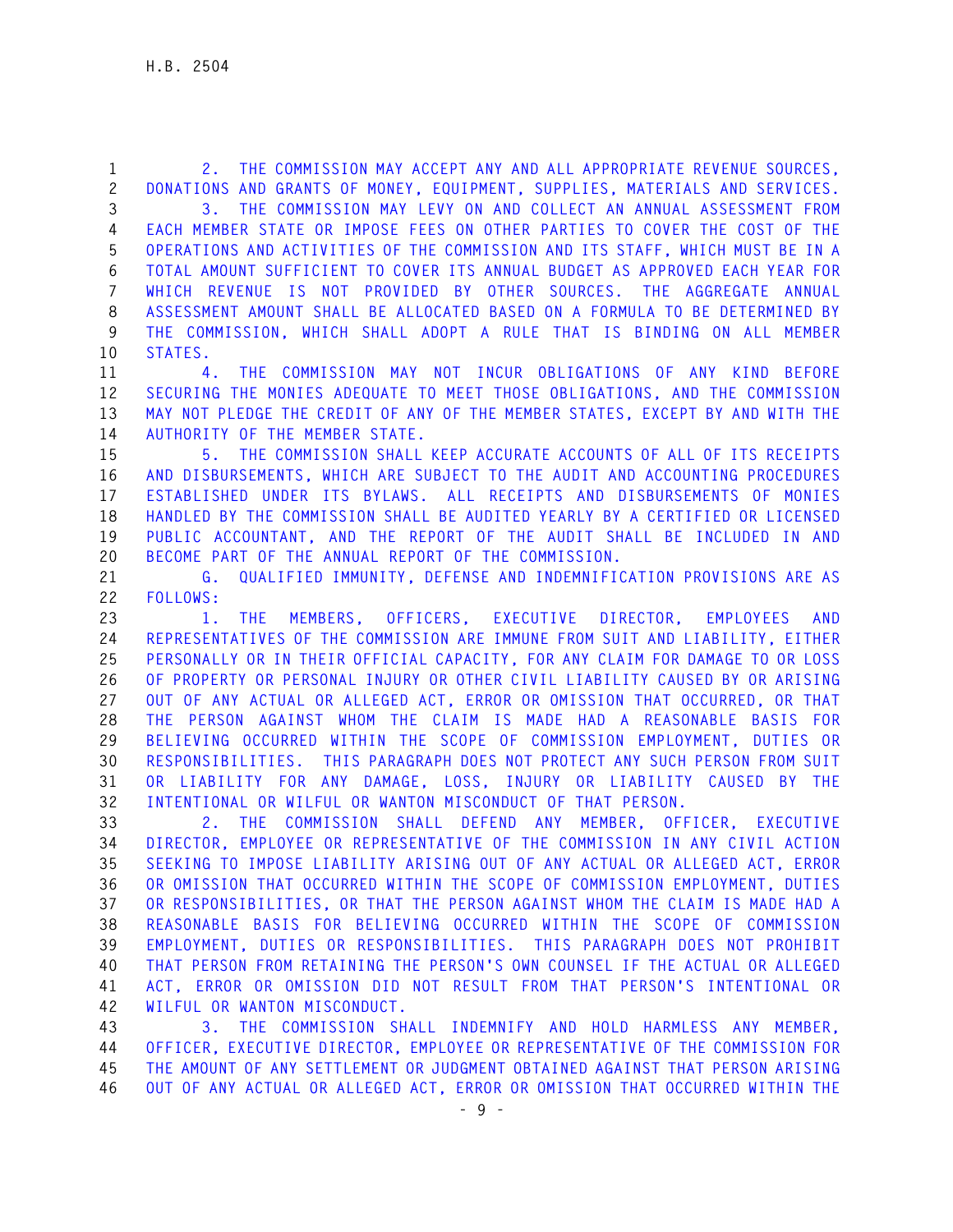2. THE COMMISSION MAY ACCEPT ANY AND ALL APPROPRIATE REVENUE SOURCES, DONATIONS AND GRANTS OF MONEY, EQUIPMENT, SUPPLIES, MATERIALS AND SERVICES.

3. THE COMMISSION MAY LEVY ON AND COLLECT AN ANNUAL ASSESSMENT FROM EACH MEMBER STATE OR IMPOSE FEES ON OTHER PARTIES TO COVER THE COST OF THE OPERATIONS AND ACTIVITIES OF THE COMMISSION AND ITS STAFF, WHICH MUST BE IN A TOTAL AMOUNT SUFFICIENT TO COVER ITS ANNUAL BUDGET AS APPROVED EACH YEAR FOR WHICH REVENUE IS NOT PROVIDED BY OTHER SOURCES. THE AGGREGATE ANNUAL ASSESSMENT AMOUNT SHALL BE ALLOCATED BASED ON A FORMULA TO BE DETERMINED BY THE COMMISSION, WHICH SHALL ADOPT A RULE THAT IS BINDING ON ALL MEMBER STATES.

4. THE COMMISSION MAY NOT INCUR OBLIGATIONS OF ANY KIND BEFORE SECURING THE MONIES ADEQUATE TO MEET THOSE OBLIGATIONS, AND THE COMMISSION MAY NOT PLEDGE THE CREDIT OF ANY OF THE MEMBER STATES, EXCEPT BY AND WITH THE AUTHORITY OF THE MEMBER STATE.

5. THE COMMISSION SHALL KEEP ACCURATE ACCOUNTS OF ALL OF ITS RECEIPTS AND DISBURSEMENTS, WHICH ARE SUBJECT TO THE AUDIT AND ACCOUNTING PROCEDURES ESTABLISHED UNDER ITS BYLAWS. ALL RECEIPTS AND DISBURSEMENTS OF MONIES HANDLED BY THE COMMISSION SHALL BE AUDITED YEARLY BY A CERTIFIED OR LICENSED PUBLIC ACCOUNTANT, AND THE REPORT OF THE AUDIT SHALL BE INCLUDED IN AND BECOME PART OF THE ANNUAL REPORT OF THE COMMISSION.

G. QUALIFIED IMMUNITY, DEFENSE AND INDEMNIFICATION PROVISIONS ARE AS FOLLOWS:

1. THE MEMBERS, OFFICERS, EXECUTIVE DIRECTOR, EMPLOYEES AND REPRESENTATIVES OF THE COMMISSION ARE IMMUNE FROM SUIT AND LIABILITY, EITHER PERSONALLY OR IN THEIR OFFICIAL CAPACITY, FOR ANY CLAIM FOR DAMAGE TO OR LOSS OF PROPERTY OR PERSONAL INJURY OR OTHER CIVIL LIABILITY CAUSED BY OR ARISING OUT OF ANY ACTUAL OR ALLEGED ACT, ERROR OR OMISSION THAT OCCURRED, OR THAT THE PERSON AGAINST WHOM THE CLAIM IS MADE HAD A REASONABLE BASIS FOR BELIEVING OCCURRED WITHIN THE SCOPE OF COMMISSION EMPLOYMENT, DUTIES OR RESPONSIBILITIES. THIS PARAGRAPH DOES NOT PROTECT ANY SUCH PERSON FROM SUIT OR LIABILITY FOR ANY DAMAGE, LOSS, INJURY OR LIABILITY CAUSED BY THE INTENTIONAL OR WILFUL OR WANTON MISCONDUCT OF THAT PERSON.

2. THE COMMISSION SHALL DEFEND ANY MEMBER, OFFICER, EXECUTIVE DIRECTOR, EMPLOYEE OR REPRESENTATIVE OF THE COMMISSION IN ANY CIVIL ACTION SEEKING TO IMPOSE LIABILITY ARISING OUT OF ANY ACTUAL OR ALLEGED ACT, ERROR OR OMISSION THAT OCCURRED WITHIN THE SCOPE OF COMMISSION EMPLOYMENT, DUTIES OR RESPONSIBILITIES, OR THAT THE PERSON AGAINST WHOM THE CLAIM IS MADE HAD A REASONABLE BASIS FOR BELIEVING OCCURRED WITHIN THE SCOPE OF COMMISSION EMPLOYMENT, DUTIES OR RESPONSIBILITIES. THIS PARAGRAPH DOES NOT PROHIBIT THAT PERSON FROM RETAINING THE PERSON'S OWN COUNSEL IF THE ACTUAL OR ALLEGED ACT, ERROR OR OMISSION DID NOT RESULT FROM THAT PERSON'S INTENTIONAL OR WILFUL OR WANTON MISCONDUCT.

3. THE COMMISSION SHALL INDEMNIFY AND HOLD HARMLESS ANY MEMBER, OFFICER, EXECUTIVE DIRECTOR, EMPLOYEE OR REPRESENTATIVE OF THE COMMISSION FOR THE AMOUNT OF ANY SETTLEMENT OR JUDGMENT OBTAINED AGAINST THAT PERSON ARISING OUT OF ANY ACTUAL OR ALLEGED ACT, ERROR OR OMISSION THAT OCCURRED WITHIN THE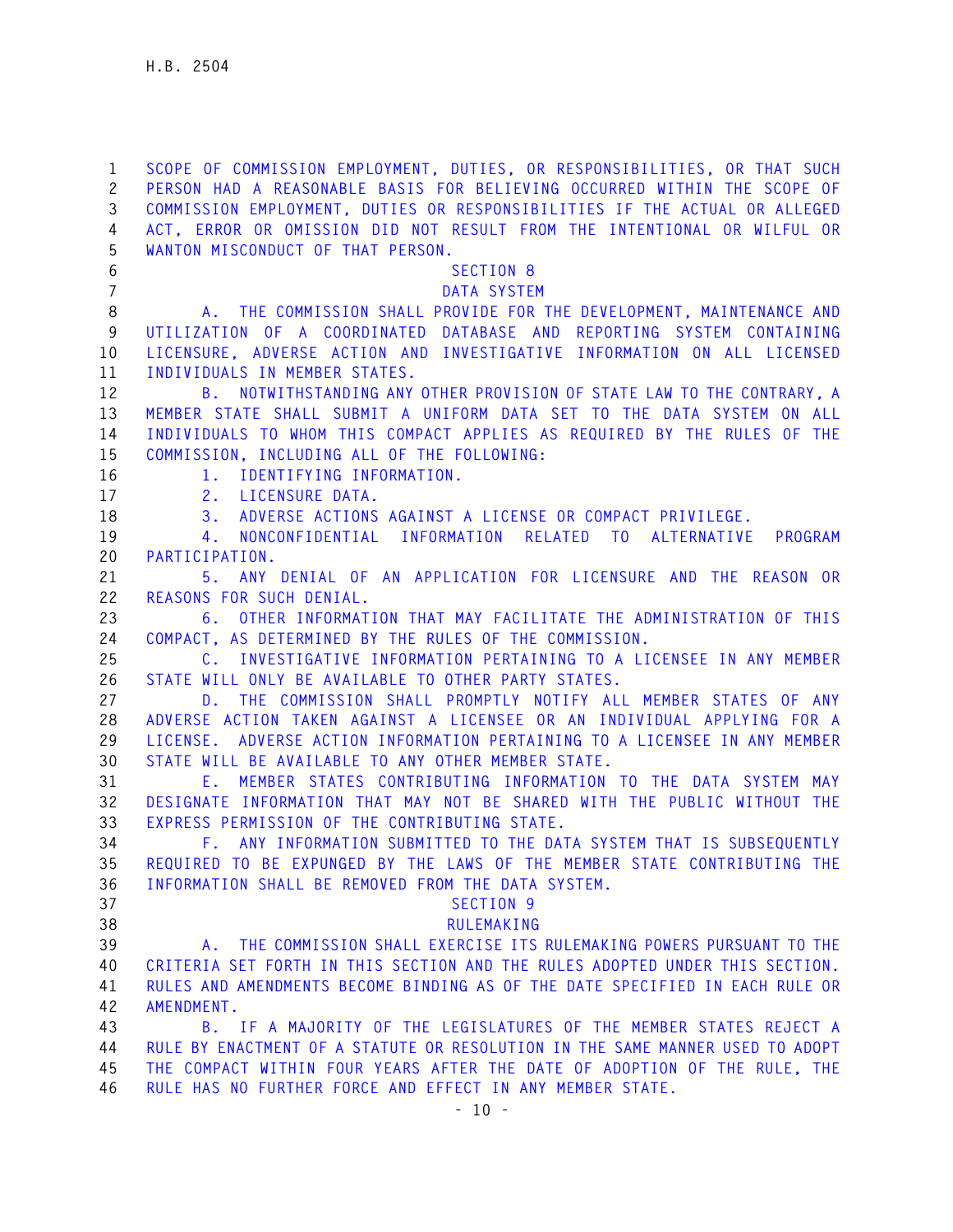SCOPE OF COMMISSION EMPLOYMENT, DUTIES, OR RESPONSIBILITIES, OR THAT SUCH PERSON HAD A REASONABLE BASIS FOR BELIEVING OCCURRED WITHIN THE SCOPE OF COMMISSION EMPLOYMENT, DUTIES OR RESPONSIBILITIES IF THE ACTUAL OR ALLEGED ACT, ERROR OR OMISSION DID NOT RESULT FROM THE INTENTIONAL OR WILFUL OR WANTON MISCONDUCT OF THAT PERSON.

SECTION 8

DATA SYSTEM

A. THE COMMISSION SHALL PROVIDE FOR THE DEVELOPMENT, MAINTENANCE AND UTILIZATION OF A COORDINATED DATABASE AND REPORTING SYSTEM CONTAINING LICENSURE, ADVERSE ACTION AND INVESTIGATIVE INFORMATION ON ALL LICENSED INDIVIDUALS IN MEMBER STATES.

B. NOTWITHSTANDING ANY OTHER PROVISION OF STATE LAW TO THE CONTRARY, A MEMBER STATE SHALL SUBMIT A UNIFORM DATA SET TO THE DATA SYSTEM ON ALL INDIVIDUALS TO WHOM THIS COMPACT APPLIES AS REQUIRED BY THE RULES OF THE COMMISSION, INCLUDING ALL OF THE FOLLOWING:

1. IDENTIFYING INFORMATION.

2. LICENSURE DATA.

3. ADVERSE ACTIONS AGAINST A LICENSE OR COMPACT PRIVILEGE.

4. NONCONFIDENTIAL INFORMATION RELATED TO ALTERNATIVE PROGRAM PARTICIPATION.

5. ANY DENIAL OF AN APPLICATION FOR LICENSURE AND THE REASON OR REASONS FOR SUCH DENIAL.

6. OTHER INFORMATION THAT MAY FACILITATE THE ADMINISTRATION OF THIS COMPACT, AS DETERMINED BY THE RULES OF THE COMMISSION.

C. INVESTIGATIVE INFORMATION PERTAINING TO A LICENSEE IN ANY MEMBER STATE WILL ONLY BE AVAILABLE TO OTHER PARTY STATES.

D. THE COMMISSION SHALL PROMPTLY NOTIFY ALL MEMBER STATES OF ANY ADVERSE ACTION TAKEN AGAINST A LICENSEE OR AN INDIVIDUAL APPLYING FOR A LICENSE. ADVERSE ACTION INFORMATION PERTAINING TO A LICENSEE IN ANY MEMBER STATE WILL BE AVAILABLE TO ANY OTHER MEMBER STATE.

E. MEMBER STATES CONTRIBUTING INFORMATION TO THE DATA SYSTEM MAY DESIGNATE INFORMATION THAT MAY NOT BE SHARED WITH THE PUBLIC WITHOUT THE EXPRESS PERMISSION OF THE CONTRIBUTING STATE.

F. ANY INFORMATION SUBMITTED TO THE DATA SYSTEM THAT IS SUBSEQUENTLY REQUIRED TO BE EXPUNGED BY THE LAWS OF THE MEMBER STATE CONTRIBUTING THE INFORMATION SHALL BE REMOVED FROM THE DATA SYSTEM.

SECTION 9

RULEMAKING

A. THE COMMISSION SHALL EXERCISE ITS RULEMAKING POWERS PURSUANT TO THE CRITERIA SET FORTH IN THIS SECTION AND THE RULES ADOPTED UNDER THIS SECTION. RULES AND AMENDMENTS BECOME BINDING AS OF THE DATE SPECIFIED IN EACH RULE OR AMENDMENT.

B. IF A MAJORITY OF THE LEGISLATURES OF THE MEMBER STATES REJECT A RULE BY ENACTMENT OF A STATUTE OR RESOLUTION IN THE SAME MANNER USED TO ADOPT THE COMPACT WITHIN FOUR YEARS AFTER THE DATE OF ADOPTION OF THE RULE, THE RULE HAS NO FURTHER FORCE AND EFFECT IN ANY MEMBER STATE.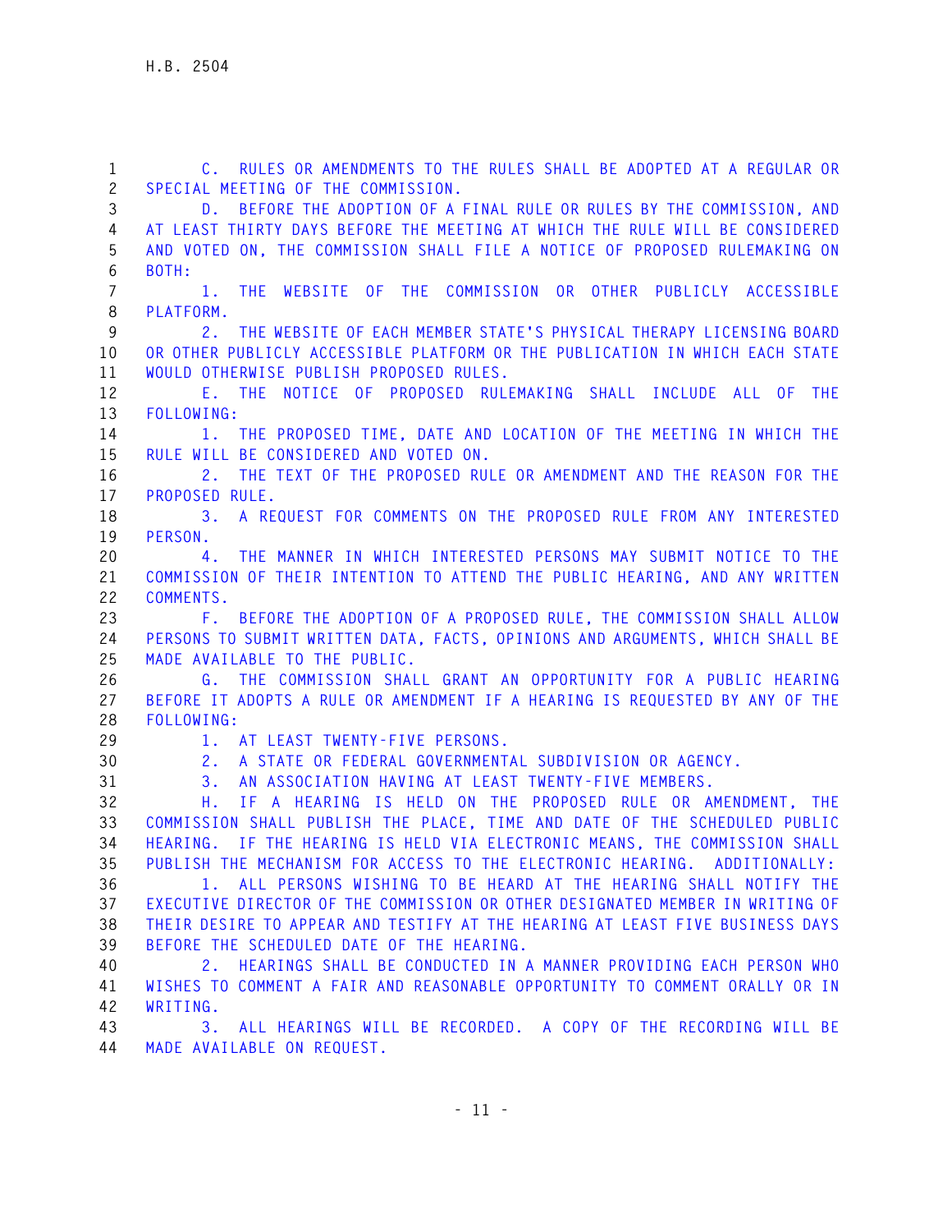C. RULES OR AMENDMENTS TO THE RULES SHALL BE ADOPTED AT A REGULAR OR SPECIAL MEETING OF THE COMMISSION.

D. BEFORE THE ADOPTION OF A FINAL RULE OR RULES BY THE COMMISSION, AND AT LEAST THIRTY DAYS BEFORE THE MEETING AT WHICH THE RULE WILL BE CONSIDERED AND VOTED ON, THE COMMISSION SHALL FILE A NOTICE OF PROPOSED RULEMAKING ON BOTH:

1. THE WEBSITE OF THE COMMISSION OR OTHER PUBLICLY ACCESSIBLE PLATFORM.

2. THE WEBSITE OF EACH MEMBER STATE'S PHYSICAL THERAPY LICENSING BOARD OR OTHER PUBLICLY ACCESSIBLE PLATFORM OR THE PUBLICATION IN WHICH EACH STATE WOULD OTHERWISE PUBLISH PROPOSED RULES.

E. THE NOTICE OF PROPOSED RULEMAKING SHALL INCLUDE ALL OF THE FOLLOWING:

1. THE PROPOSED TIME, DATE AND LOCATION OF THE MEETING IN WHICH THE RULE WILL BE CONSIDERED AND VOTED ON.

2. THE TEXT OF THE PROPOSED RULE OR AMENDMENT AND THE REASON FOR THE PROPOSED RULE.

3. A REQUEST FOR COMMENTS ON THE PROPOSED RULE FROM ANY INTERESTED PERSON.

4. THE MANNER IN WHICH INTERESTED PERSONS MAY SUBMIT NOTICE TO THE COMMISSION OF THEIR INTENTION TO ATTEND THE PUBLIC HEARING, AND ANY WRITTEN COMMENTS.

F. BEFORE THE ADOPTION OF A PROPOSED RULE, THE COMMISSION SHALL ALLOW PERSONS TO SUBMIT WRITTEN DATA, FACTS, OPINIONS AND ARGUMENTS, WHICH SHALL BE MADE AVAILABLE TO THE PUBLIC.

G. THE COMMISSION SHALL GRANT AN OPPORTUNITY FOR A PUBLIC HEARING BEFORE IT ADOPTS A RULE OR AMENDMENT IF A HEARING IS REQUESTED BY ANY OF THE FOLLOWING:

1. AT LEAST TWENTY-FIVE PERSONS.

2. A STATE OR FEDERAL GOVERNMENTAL SUBDIVISION OR AGENCY.

3. AN ASSOCIATION HAVING AT LEAST TWENTY-FIVE MEMBERS.

H. IF A HEARING IS HELD ON THE PROPOSED RULE OR AMENDMENT, THE COMMISSION SHALL PUBLISH THE PLACE, TIME AND DATE OF THE SCHEDULED PUBLIC HEARING. IF THE HEARING IS HELD VIA ELECTRONIC MEANS, THE COMMISSION SHALL PUBLISH THE MECHANISM FOR ACCESS TO THE ELECTRONIC HEARING. ADDITIONALLY:

1. ALL PERSONS WISHING TO BE HEARD AT THE HEARING SHALL NOTIFY THE EXECUTIVE DIRECTOR OF THE COMMISSION OR OTHER DESIGNATED MEMBER IN WRITING OF THEIR DESIRE TO APPEAR AND TESTIFY AT THE HEARING AT LEAST FIVE BUSINESS DAYS BEFORE THE SCHEDULED DATE OF THE HEARING.

2. HEARINGS SHALL BE CONDUCTED IN A MANNER PROVIDING EACH PERSON WHO WISHES TO COMMENT A FAIR AND REASONABLE OPPORTUNITY TO COMMENT ORALLY OR IN WRITING.

3. ALL HEARINGS WILL BE RECORDED. A COPY OF THE RECORDING WILL BE MADE AVAILABLE ON REQUEST.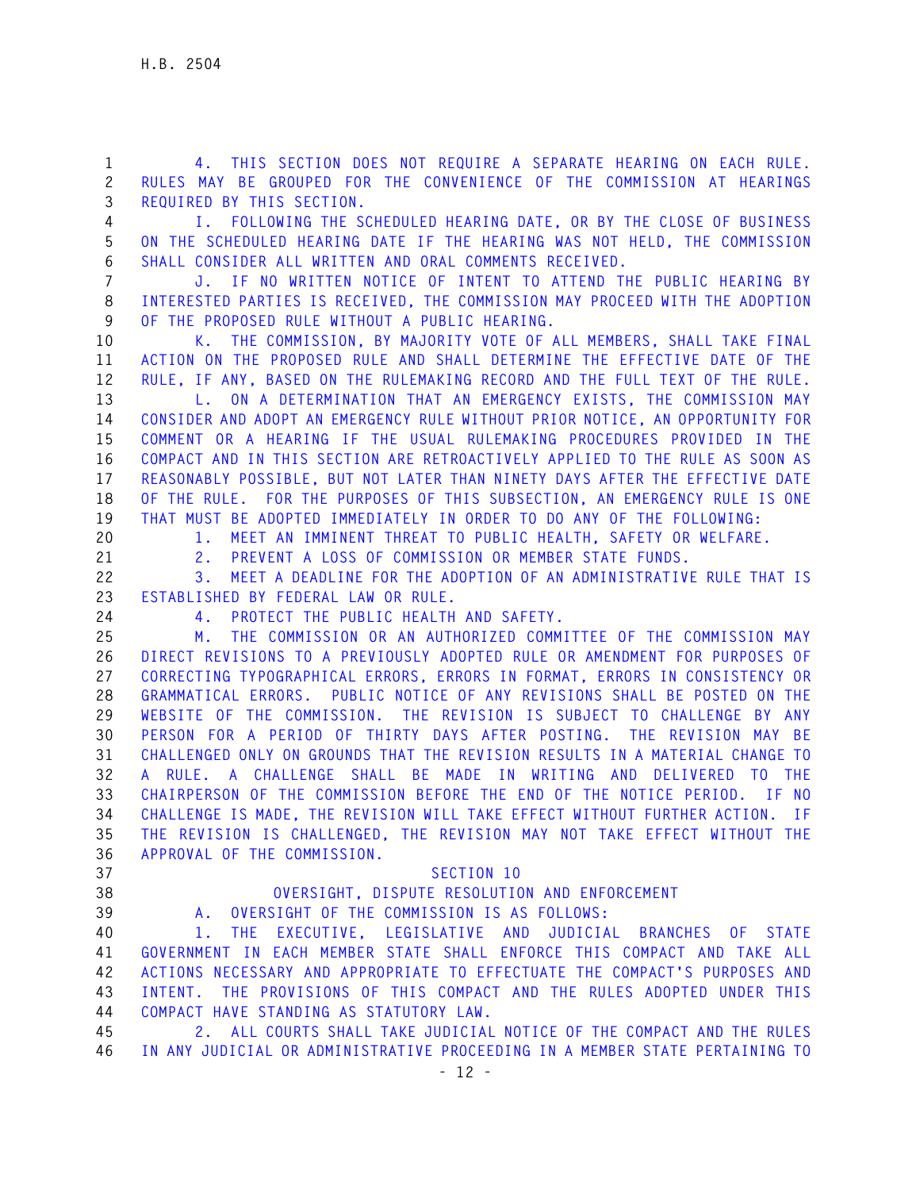4. THIS SECTION DOES NOT REQUIRE A SEPARATE HEARING ON EACH RULE. RULES MAY BE GROUPED FOR THE CONVENIENCE OF THE COMMISSION AT HEARINGS REQUIRED BY THIS SECTION.

I. FOLLOWING THE SCHEDULED HEARING DATE, OR BY THE CLOSE OF BUSINESS ON THE SCHEDULED HEARING DATE IF THE HEARING WAS NOT HELD, THE COMMISSION SHALL CONSIDER ALL WRITTEN AND ORAL COMMENTS RECEIVED.

J. IF NO WRITTEN NOTICE OF INTENT TO ATTEND THE PUBLIC HEARING BY INTERESTED PARTIES IS RECEIVED, THE COMMISSION MAY PROCEED WITH THE ADOPTION OF THE PROPOSED RULE WITHOUT A PUBLIC HEARING.

K. THE COMMISSION, BY MAJORITY VOTE OF ALL MEMBERS, SHALL TAKE FINAL ACTION ON THE PROPOSED RULE AND SHALL DETERMINE THE EFFECTIVE DATE OF THE RULE, IF ANY, BASED ON THE RULEMAKING RECORD AND THE FULL TEXT OF THE RULE.

L. ON A DETERMINATION THAT AN EMERGENCY EXISTS, THE COMMISSION MAY CONSIDER AND ADOPT AN EMERGENCY RULE WITHOUT PRIOR NOTICE, AN OPPORTUNITY FOR COMMENT OR A HEARING IF THE USUAL RULEMAKING PROCEDURES PROVIDED IN THE COMPACT AND IN THIS SECTION ARE RETROACTIVELY APPLIED TO THE RULE AS SOON AS REASONABLY POSSIBLE, BUT NOT LATER THAN NINETY DAYS AFTER THE EFFECTIVE DATE OF THE RULE. FOR THE PURPOSES OF THIS SUBSECTION, AN EMERGENCY RULE IS ONE THAT MUST BE ADOPTED IMMEDIATELY IN ORDER TO DO ANY OF THE FOLLOWING:

1. MEET AN IMMINENT THREAT TO PUBLIC HEALTH, SAFETY OR WELFARE.

2. PREVENT A LOSS OF COMMISSION OR MEMBER STATE FUNDS.

3. MEET A DEADLINE FOR THE ADOPTION OF AN ADMINISTRATIVE RULE THAT IS ESTABLISHED BY FEDERAL LAW OR RULE.

4. PROTECT THE PUBLIC HEALTH AND SAFETY.

M. THE COMMISSION OR AN AUTHORIZED COMMITTEE OF THE COMMISSION MAY DIRECT REVISIONS TO A PREVIOUSLY ADOPTED RULE OR AMENDMENT FOR PURPOSES OF CORRECTING TYPOGRAPHICAL ERRORS, ERRORS IN FORMAT, ERRORS IN CONSISTENCY OR GRAMMATICAL ERRORS. PUBLIC NOTICE OF ANY REVISIONS SHALL BE POSTED ON THE WEBSITE OF THE COMMISSION. THE REVISION IS SUBJECT TO CHALLENGE BY ANY PERSON FOR A PERIOD OF THIRTY DAYS AFTER POSTING. THE REVISION MAY BE CHALLENGED ONLY ON GROUNDS THAT THE REVISION RESULTS IN A MATERIAL CHANGE TO A RULE. A CHALLENGE SHALL BE MADE IN WRITING AND DELIVERED TO THE CHAIRPERSON OF THE COMMISSION BEFORE THE END OF THE NOTICE PERIOD. IF NO CHALLENGE IS MADE, THE REVISION WILL TAKE EFFECT WITHOUT FURTHER ACTION. IF THE REVISION IS CHALLENGED, THE REVISION MAY NOT TAKE EFFECT WITHOUT THE APPROVAL OF THE COMMISSION.

## SECTION 10
## OVERSIGHT, DISPUTE RESOLUTION AND ENFORCEMENT

A. OVERSIGHT OF THE COMMISSION IS AS FOLLOWS:

1. THE EXECUTIVE, LEGISLATIVE AND JUDICIAL BRANCHES OF STATE GOVERNMENT IN EACH MEMBER STATE SHALL ENFORCE THIS COMPACT AND TAKE ALL ACTIONS NECESSARY AND APPROPRIATE TO EFFECTUATE THE COMPACT'S PURPOSES AND INTENT. THE PROVISIONS OF THIS COMPACT AND THE RULES ADOPTED UNDER THIS COMPACT HAVE STANDING AS STATUTORY LAW.

2. ALL COURTS SHALL TAKE JUDICIAL NOTICE OF THE COMPACT AND THE RULES IN ANY JUDICIAL OR ADMINISTRATIVE PROCEEDING IN A MEMBER STATE PERTAINING TO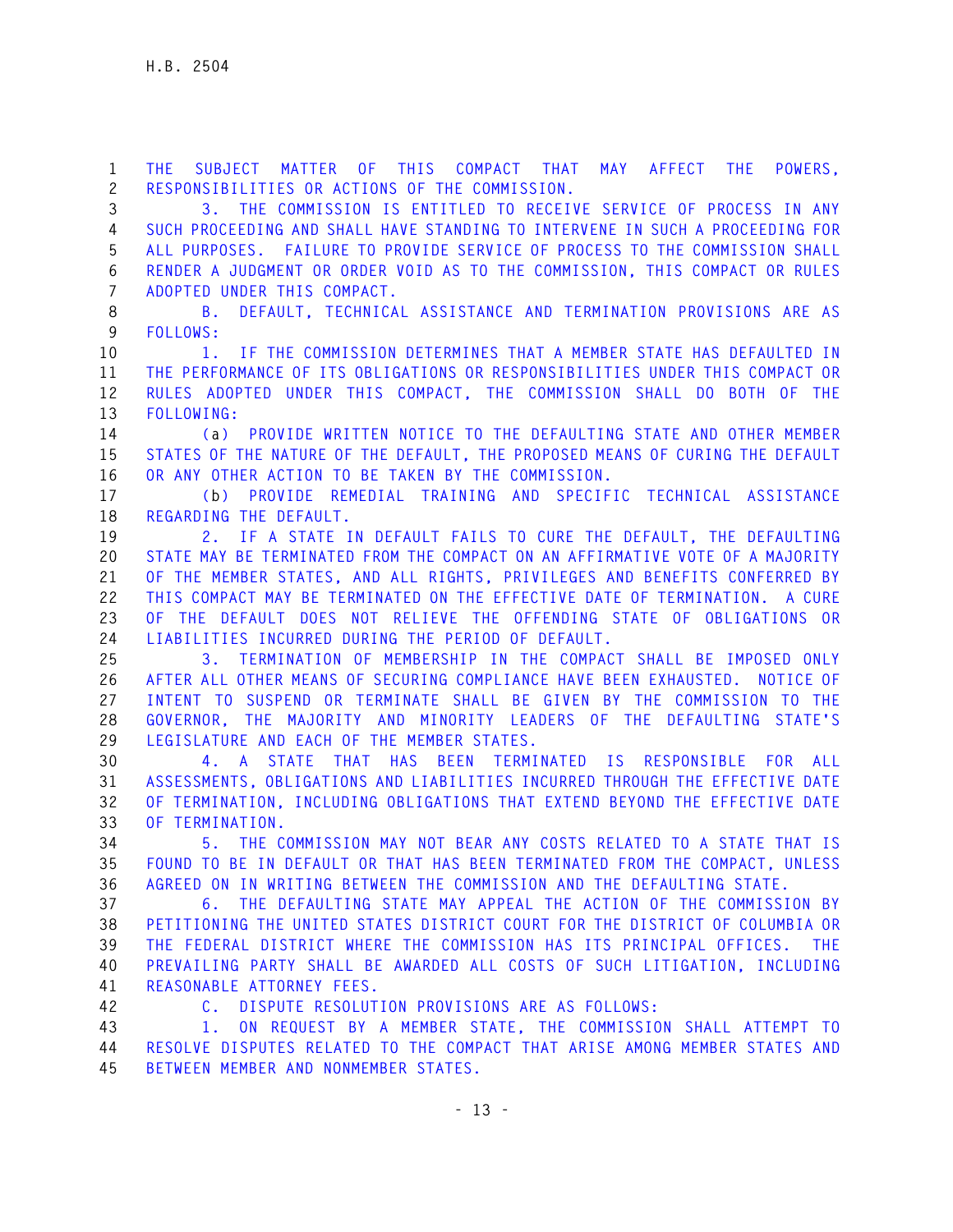THE SUBJECT MATTER OF THIS COMPACT THAT MAY AFFECT THE POWERS, RESPONSIBILITIES OR ACTIONS OF THE COMMISSION.

3. THE COMMISSION IS ENTITLED TO RECEIVE SERVICE OF PROCESS IN ANY SUCH PROCEEDING AND SHALL HAVE STANDING TO INTERVENE IN SUCH A PROCEEDING FOR ALL PURPOSES. FAILURE TO PROVIDE SERVICE OF PROCESS TO THE COMMISSION SHALL RENDER A JUDGMENT OR ORDER VOID AS TO THE COMMISSION, THIS COMPACT OR RULES ADOPTED UNDER THIS COMPACT.

B. DEFAULT, TECHNICAL ASSISTANCE AND TERMINATION PROVISIONS ARE AS FOLLOWS:

1. IF THE COMMISSION DETERMINES THAT A MEMBER STATE HAS DEFAULTED IN THE PERFORMANCE OF ITS OBLIGATIONS OR RESPONSIBILITIES UNDER THIS COMPACT OR RULES ADOPTED UNDER THIS COMPACT, THE COMMISSION SHALL DO BOTH OF THE FOLLOWING:

(a) PROVIDE WRITTEN NOTICE TO THE DEFAULTING STATE AND OTHER MEMBER STATES OF THE NATURE OF THE DEFAULT, THE PROPOSED MEANS OF CURING THE DEFAULT OR ANY OTHER ACTION TO BE TAKEN BY THE COMMISSION.

(b) PROVIDE REMEDIAL TRAINING AND SPECIFIC TECHNICAL ASSISTANCE REGARDING THE DEFAULT.

2. IF A STATE IN DEFAULT FAILS TO CURE THE DEFAULT, THE DEFAULTING STATE MAY BE TERMINATED FROM THE COMPACT ON AN AFFIRMATIVE VOTE OF A MAJORITY OF THE MEMBER STATES, AND ALL RIGHTS, PRIVILEGES AND BENEFITS CONFERRED BY THIS COMPACT MAY BE TERMINATED ON THE EFFECTIVE DATE OF TERMINATION. A CURE OF THE DEFAULT DOES NOT RELIEVE THE OFFENDING STATE OF OBLIGATIONS OR LIABILITIES INCURRED DURING THE PERIOD OF DEFAULT.

3. TERMINATION OF MEMBERSHIP IN THE COMPACT SHALL BE IMPOSED ONLY AFTER ALL OTHER MEANS OF SECURING COMPLIANCE HAVE BEEN EXHAUSTED. NOTICE OF INTENT TO SUSPEND OR TERMINATE SHALL BE GIVEN BY THE COMMISSION TO THE GOVERNOR, THE MAJORITY AND MINORITY LEADERS OF THE DEFAULTING STATE'S LEGISLATURE AND EACH OF THE MEMBER STATES.

4. A STATE THAT HAS BEEN TERMINATED IS RESPONSIBLE FOR ALL ASSESSMENTS, OBLIGATIONS AND LIABILITIES INCURRED THROUGH THE EFFECTIVE DATE OF TERMINATION, INCLUDING OBLIGATIONS THAT EXTEND BEYOND THE EFFECTIVE DATE OF TERMINATION.

5. THE COMMISSION MAY NOT BEAR ANY COSTS RELATED TO A STATE THAT IS FOUND TO BE IN DEFAULT OR THAT HAS BEEN TERMINATED FROM THE COMPACT, UNLESS AGREED ON IN WRITING BETWEEN THE COMMISSION AND THE DEFAULTING STATE.

6. THE DEFAULTING STATE MAY APPEAL THE ACTION OF THE COMMISSION BY PETITIONING THE UNITED STATES DISTRICT COURT FOR THE DISTRICT OF COLUMBIA OR THE FEDERAL DISTRICT WHERE THE COMMISSION HAS ITS PRINCIPAL OFFICES. THE PREVAILING PARTY SHALL BE AWARDED ALL COSTS OF SUCH LITIGATION, INCLUDING REASONABLE ATTORNEY FEES.

C. DISPUTE RESOLUTION PROVISIONS ARE AS FOLLOWS:

1. ON REQUEST BY A MEMBER STATE, THE COMMISSION SHALL ATTEMPT TO RESOLVE DISPUTES RELATED TO THE COMPACT THAT ARISE AMONG MEMBER STATES AND BETWEEN MEMBER AND NONMEMBER STATES.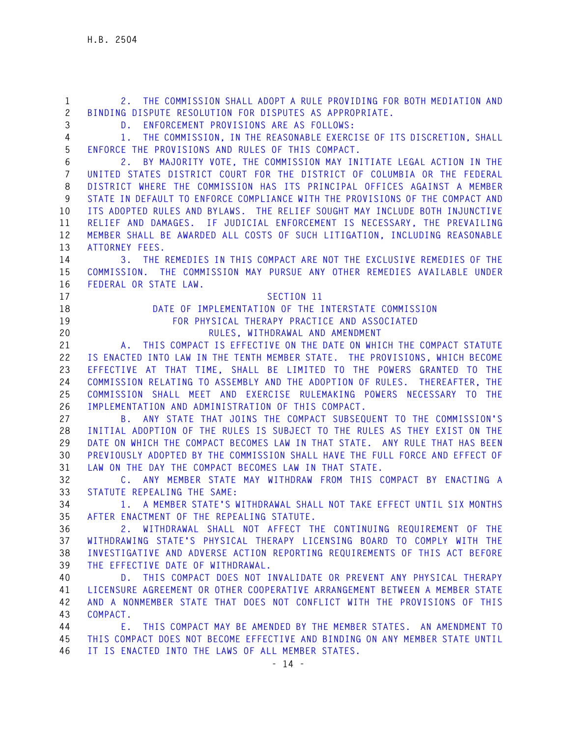2. THE COMMISSION SHALL ADOPT A RULE PROVIDING FOR BOTH MEDIATION AND BINDING DISPUTE RESOLUTION FOR DISPUTES AS APPROPRIATE.

D. ENFORCEMENT PROVISIONS ARE AS FOLLOWS:

1. THE COMMISSION, IN THE REASONABLE EXERCISE OF ITS DISCRETION, SHALL ENFORCE THE PROVISIONS AND RULES OF THIS COMPACT.

2. BY MAJORITY VOTE, THE COMMISSION MAY INITIATE LEGAL ACTION IN THE UNITED STATES DISTRICT COURT FOR THE DISTRICT OF COLUMBIA OR THE FEDERAL DISTRICT WHERE THE COMMISSION HAS ITS PRINCIPAL OFFICES AGAINST A MEMBER STATE IN DEFAULT TO ENFORCE COMPLIANCE WITH THE PROVISIONS OF THE COMPACT AND ITS ADOPTED RULES AND BYLAWS. THE RELIEF SOUGHT MAY INCLUDE BOTH INJUNCTIVE RELIEF AND DAMAGES. IF JUDICIAL ENFORCEMENT IS NECESSARY, THE PREVAILING MEMBER SHALL BE AWARDED ALL COSTS OF SUCH LITIGATION, INCLUDING REASONABLE ATTORNEY FEES.

3. THE REMEDIES IN THIS COMPACT ARE NOT THE EXCLUSIVE REMEDIES OF THE COMMISSION. THE COMMISSION MAY PURSUE ANY OTHER REMEDIES AVAILABLE UNDER FEDERAL OR STATE LAW.

## SECTION 11
## DATE OF IMPLEMENTATION OF THE INTERSTATE COMMISSION FOR PHYSICAL THERAPY PRACTICE AND ASSOCIATED RULES, WITHDRAWAL AND AMENDMENT

A. THIS COMPACT IS EFFECTIVE ON THE DATE ON WHICH THE COMPACT STATUTE IS ENACTED INTO LAW IN THE TENTH MEMBER STATE. THE PROVISIONS, WHICH BECOME EFFECTIVE AT THAT TIME, SHALL BE LIMITED TO THE POWERS GRANTED TO THE COMMISSION RELATING TO ASSEMBLY AND THE ADOPTION OF RULES. THEREAFTER, THE COMMISSION SHALL MEET AND EXERCISE RULEMAKING POWERS NECESSARY TO THE IMPLEMENTATION AND ADMINISTRATION OF THIS COMPACT.

B. ANY STATE THAT JOINS THE COMPACT SUBSEQUENT TO THE COMMISSION'S INITIAL ADOPTION OF THE RULES IS SUBJECT TO THE RULES AS THEY EXIST ON THE DATE ON WHICH THE COMPACT BECOMES LAW IN THAT STATE. ANY RULE THAT HAS BEEN PREVIOUSLY ADOPTED BY THE COMMISSION SHALL HAVE THE FULL FORCE AND EFFECT OF LAW ON THE DAY THE COMPACT BECOMES LAW IN THAT STATE.

C. ANY MEMBER STATE MAY WITHDRAW FROM THIS COMPACT BY ENACTING A STATUTE REPEALING THE SAME:

1. A MEMBER STATE'S WITHDRAWAL SHALL NOT TAKE EFFECT UNTIL SIX MONTHS AFTER ENACTMENT OF THE REPEALING STATUTE.

2. WITHDRAWAL SHALL NOT AFFECT THE CONTINUING REQUIREMENT OF THE WITHDRAWING STATE'S PHYSICAL THERAPY LICENSING BOARD TO COMPLY WITH THE INVESTIGATIVE AND ADVERSE ACTION REPORTING REQUIREMENTS OF THIS ACT BEFORE THE EFFECTIVE DATE OF WITHDRAWAL.

D. THIS COMPACT DOES NOT INVALIDATE OR PREVENT ANY PHYSICAL THERAPY LICENSURE AGREEMENT OR OTHER COOPERATIVE ARRANGEMENT BETWEEN A MEMBER STATE AND A NONMEMBER STATE THAT DOES NOT CONFLICT WITH THE PROVISIONS OF THIS COMPACT.

E. THIS COMPACT MAY BE AMENDED BY THE MEMBER STATES. AN AMENDMENT TO THIS COMPACT DOES NOT BECOME EFFECTIVE AND BINDING ON ANY MEMBER STATE UNTIL IT IS ENACTED INTO THE LAWS OF ALL MEMBER STATES.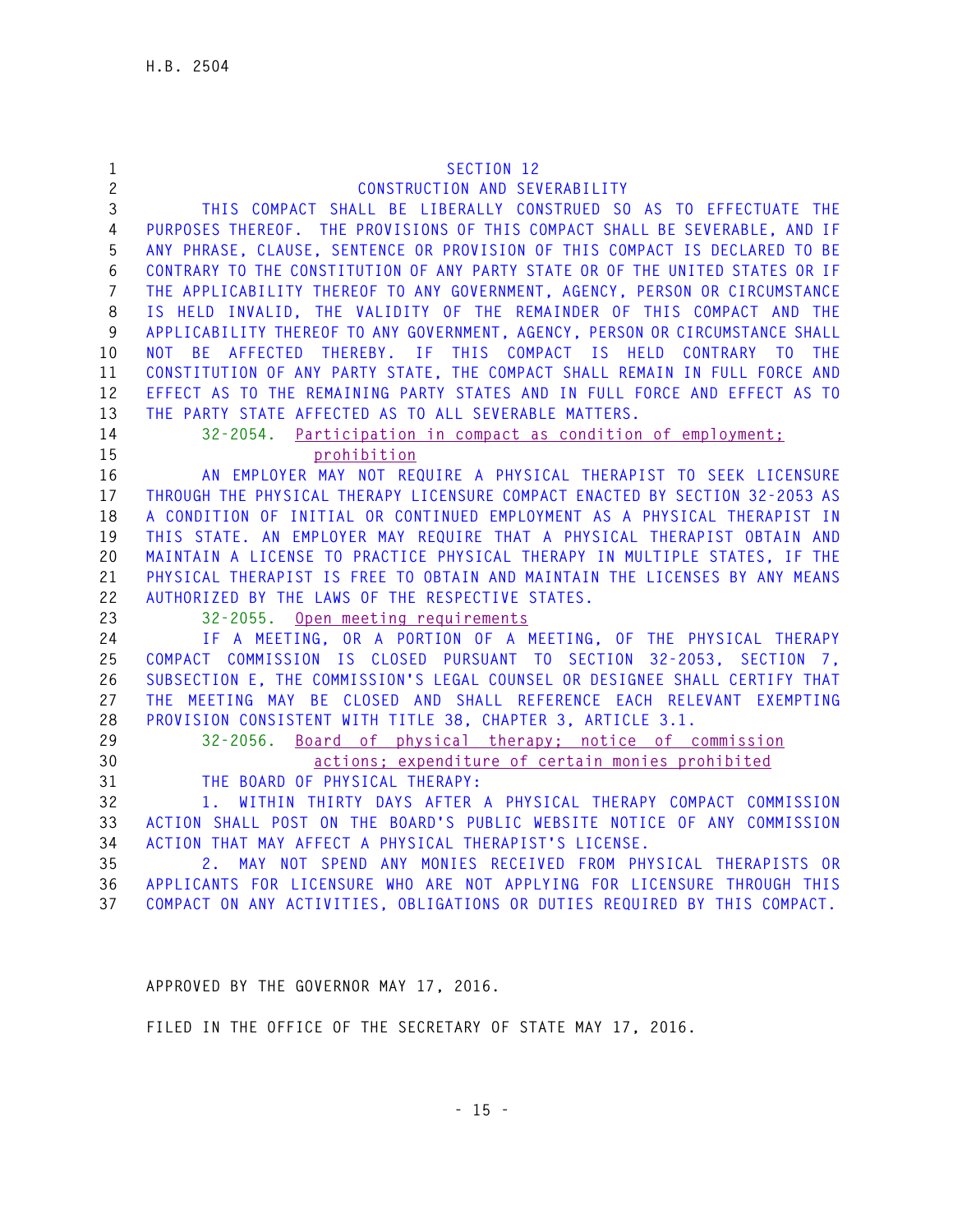SECTION 12

CONSTRUCTION AND SEVERABILITY

THIS COMPACT SHALL BE LIBERALLY CONSTRUED SO AS TO EFFECTUATE THE PURPOSES THEREOF. THE PROVISIONS OF THIS COMPACT SHALL BE SEVERABLE, AND IF ANY PHRASE, CLAUSE, SENTENCE OR PROVISION OF THIS COMPACT IS DECLARED TO BE CONTRARY TO THE CONSTITUTION OF ANY PARTY STATE OR OF THE UNITED STATES OR IF THE APPLICABILITY THEREOF TO ANY GOVERNMENT, AGENCY, PERSON OR CIRCUMSTANCE IS HELD INVALID, THE VALIDITY OF THE REMAINDER OF THIS COMPACT AND THE APPLICABILITY THEREOF TO ANY GOVERNMENT, AGENCY, PERSON OR CIRCUMSTANCE SHALL NOT BE AFFECTED THEREBY. IF THIS COMPACT IS HELD CONTRARY TO THE CONSTITUTION OF ANY PARTY STATE, THE COMPACT SHALL REMAIN IN FULL FORCE AND EFFECT AS TO THE REMAINING PARTY STATES AND IN FULL FORCE AND EFFECT AS TO THE PARTY STATE AFFECTED AS TO ALL SEVERABLE MATTERS.

32-2054. Participation in compact as condition of employment; prohibition

AN EMPLOYER MAY NOT REQUIRE A PHYSICAL THERAPIST TO SEEK LICENSURE THROUGH THE PHYSICAL THERAPY LICENSURE COMPACT ENACTED BY SECTION 32-2053 AS A CONDITION OF INITIAL OR CONTINUED EMPLOYMENT AS A PHYSICAL THERAPIST IN THIS STATE. AN EMPLOYER MAY REQUIRE THAT A PHYSICAL THERAPIST OBTAIN AND MAINTAIN A LICENSE TO PRACTICE PHYSICAL THERAPY IN MULTIPLE STATES, IF THE PHYSICAL THERAPIST IS FREE TO OBTAIN AND MAINTAIN THE LICENSES BY ANY MEANS AUTHORIZED BY THE LAWS OF THE RESPECTIVE STATES.

32-2055. Open meeting requirements

IF A MEETING, OR A PORTION OF A MEETING, OF THE PHYSICAL THERAPY COMPACT COMMISSION IS CLOSED PURSUANT TO SECTION 32-2053, SECTION 7, SUBSECTION E, THE COMMISSION'S LEGAL COUNSEL OR DESIGNEE SHALL CERTIFY THAT THE MEETING MAY BE CLOSED AND SHALL REFERENCE EACH RELEVANT EXEMPTING PROVISION CONSISTENT WITH TITLE 38, CHAPTER 3, ARTICLE 3.1.

32-2056. Board of physical therapy; notice of commission actions; expenditure of certain monies prohibited

THE BOARD OF PHYSICAL THERAPY:

1. WITHIN THIRTY DAYS AFTER A PHYSICAL THERAPY COMPACT COMMISSION ACTION SHALL POST ON THE BOARD'S PUBLIC WEBSITE NOTICE OF ANY COMMISSION ACTION THAT MAY AFFECT A PHYSICAL THERAPIST'S LICENSE.

2. MAY NOT SPEND ANY MONIES RECEIVED FROM PHYSICAL THERAPISTS OR APPLICANTS FOR LICENSURE WHO ARE NOT APPLYING FOR LICENSURE THROUGH THIS COMPACT ON ANY ACTIVITIES, OBLIGATIONS OR DUTIES REQUIRED BY THIS COMPACT.

APPROVED BY THE GOVERNOR MAY 17, 2016.

FILED IN THE OFFICE OF THE SECRETARY OF STATE MAY 17, 2016.